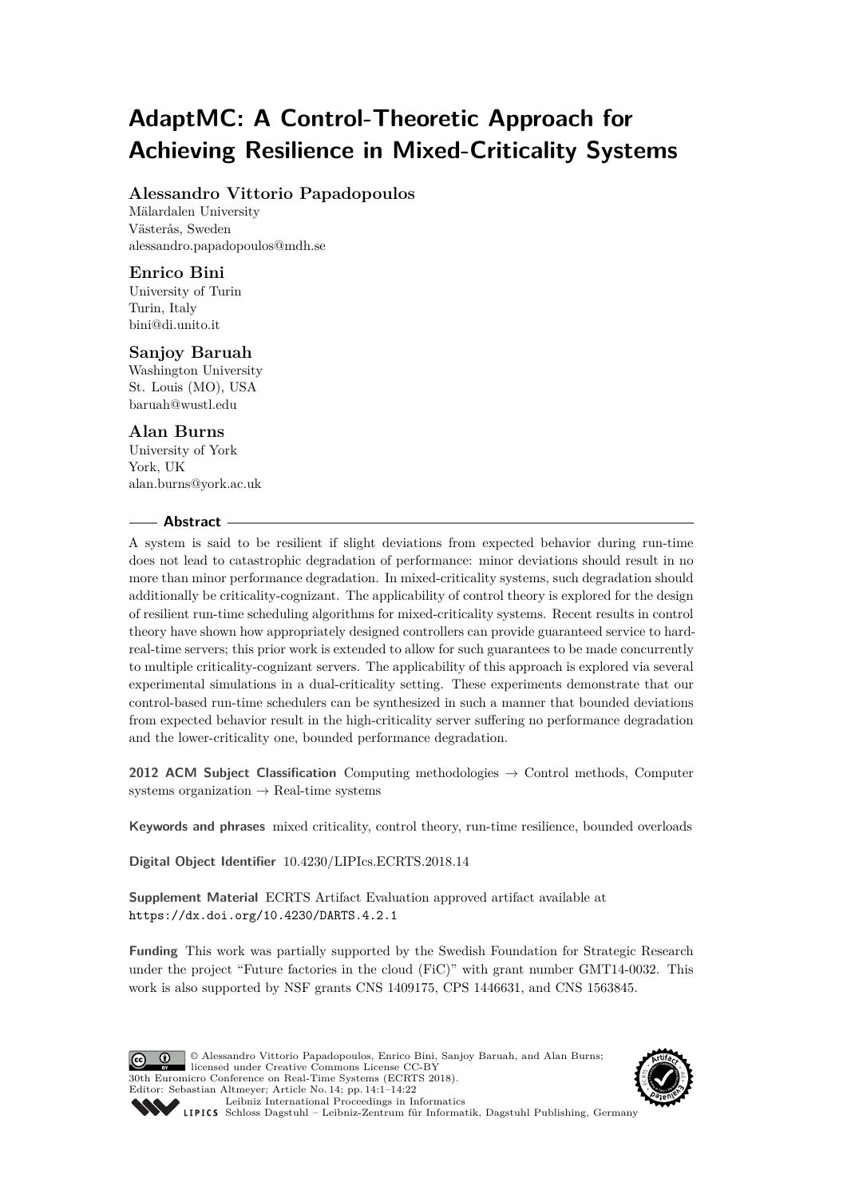# AdaptMC: A Control-Theoretic Approach for Achieving Resilience in Mixed-Criticality Systems

**Alessandro Vittorio Papadopoulos**
Mälardalen University
Västerås, Sweden
alessandro.papadopoulos@mdh.se

**Enrico Bini**
University of Turin
Turin, Italy
bini@di.unito.it

**Sanjoy Baruah**
Washington University
St. Louis (MO), USA
baruah@wustl.edu

**Alan Burns**
University of York
York, UK
alan.burns@york.ac.uk

## Abstract

A system is said to be resilient if slight deviations from expected behavior during run-time does not lead to catastrophic degradation of performance: minor deviations should result in no more than minor performance degradation. In mixed-criticality systems, such degradation should additionally be criticality-cognizant. The applicability of control theory is explored for the design of resilient run-time scheduling algorithms for mixed-criticality systems. Recent results in control theory have shown how appropriately designed controllers can provide guaranteed service to hard-real-time servers; this prior work is extended to allow for such guarantees to be made concurrently to multiple criticality-cognizant servers. The applicability of this approach is explored via several experimental simulations in a dual-criticality setting. These experiments demonstrate that our control-based run-time schedulers can be synthesized in such a manner that bounded deviations from expected behavior result in the high-criticality server suffering no performance degradation and the lower-criticality one, bounded performance degradation.

**2012 ACM Subject Classification** Computing methodologies → Control methods, Computer systems organization → Real-time systems

**Keywords and phrases** mixed criticality, control theory, run-time resilience, bounded overloads

**Digital Object Identifier** 10.4230/LIPIcs.ECRTS.2018.14

**Supplement Material** ECRTS Artifact Evaluation approved artifact available at
https://dx.doi.org/10.4230/DARTS.4.2.1

**Funding** This work was partially supported by the Swedish Foundation for Strategic Research under the project "Future factories in the cloud (FiC)" with grant number GMT14-0032. This work is also supported by NSF grants CNS 1409175, CPS 1446631, and CNS 1563845.

© Alessandro Vittorio Papadopoulos, Enrico Bini, Sanjoy Baruah, and Alan Burns; licensed under Creative Commons License CC-BY
30th Euromicro Conference on Real-Time Systems (ECRTS 2018).
Editor: Sebastian Altmeyer; Article No. 14; pp. 14:1–14:22
Leibniz International Proceedings in Informatics
LIPICS Schloss Dagstuhl – Leibniz-Zentrum für Informatik, Dagstuhl Publishing, Germany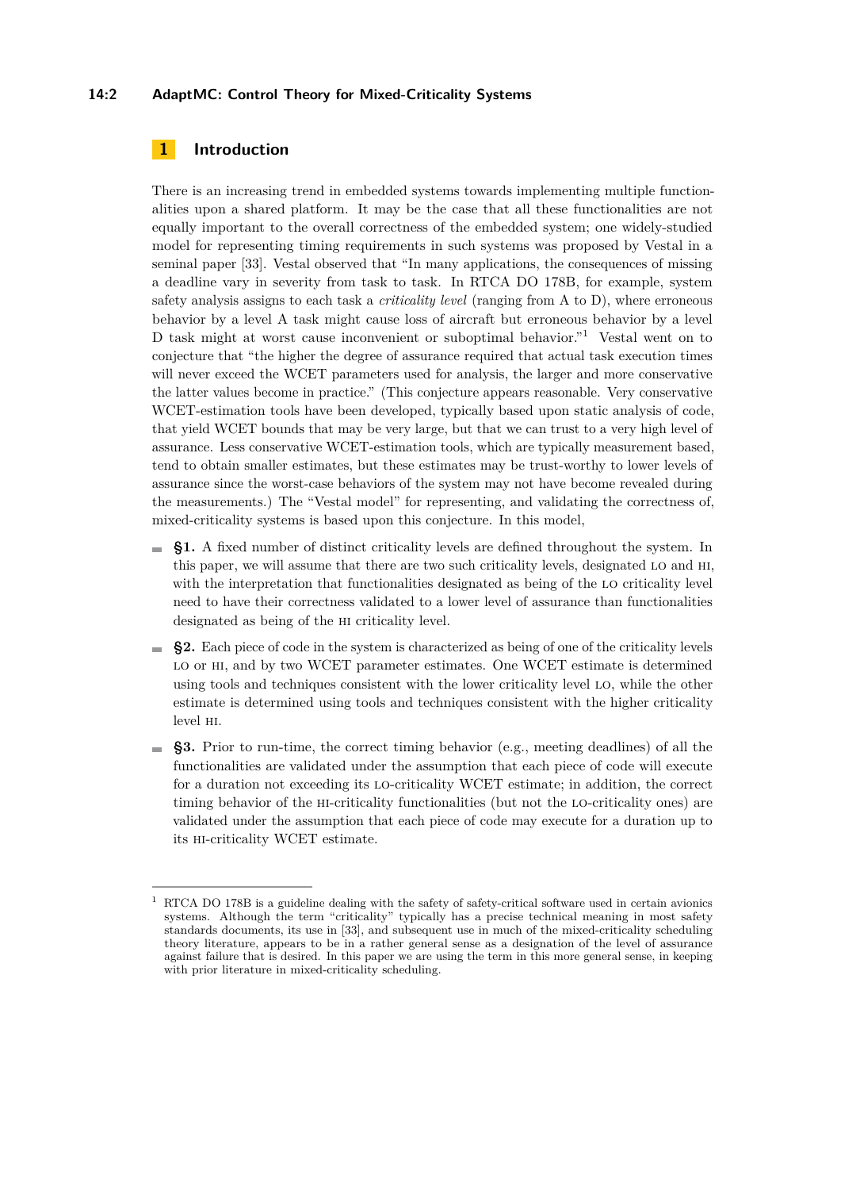## 1 Introduction

There is an increasing trend in embedded systems towards implementing multiple functionalities upon a shared platform. It may be the case that all these functionalities are not equally important to the overall correctness of the embedded system; one widely-studied model for representing timing requirements in such systems was proposed by Vestal in a seminal paper [33]. Vestal observed that "In many applications, the consequences of missing a deadline vary in severity from task to task. In RTCA DO 178B, for example, system safety analysis assigns to each task a *criticality level* (ranging from A to D), where erroneous behavior by a level A task might cause loss of aircraft but erroneous behavior by a level D task might at worst cause inconvenient or suboptimal behavior."[1] Vestal went on to conjecture that "the higher the degree of assurance required that actual task execution times will never exceed the WCET parameters used for analysis, the larger and more conservative the latter values become in practice." (This conjecture appears reasonable. Very conservative WCET-estimation tools have been developed, typically based upon static analysis of code, that yield WCET bounds that may be very large, but that we can trust to a very high level of assurance. Less conservative WCET-estimation tools, which are typically measurement based, tend to obtain smaller estimates, but these estimates may be trust-worthy to lower levels of assurance since the worst-case behaviors of the system may not have become revealed during the measurements.) The "Vestal model" for representing, and validating the correctness of, mixed-criticality systems is based upon this conjecture. In this model,

- **§1.** A fixed number of distinct criticality levels are defined throughout the system. In this paper, we will assume that there are two such criticality levels, designated LO and HI, with the interpretation that functionalities designated as being of the LO criticality level need to have their correctness validated to a lower level of assurance than functionalities designated as being of the HI criticality level.
- **§2.** Each piece of code in the system is characterized as being of one of the criticality levels LO or HI, and by two WCET parameter estimates. One WCET estimate is determined using tools and techniques consistent with the lower criticality level LO, while the other estimate is determined using tools and techniques consistent with the higher criticality level HI.
- **§3.** Prior to run-time, the correct timing behavior (e.g., meeting deadlines) of all the functionalities are validated under the assumption that each piece of code will execute for a duration not exceeding its LO-criticality WCET estimate; in addition, the correct timing behavior of the HI-criticality functionalities (but not the LO-criticality ones) are validated under the assumption that each piece of code may execute for a duration up to its HI-criticality WCET estimate.

---

[1] RTCA DO 178B is a guideline dealing with the safety of safety-critical software used in certain avionics systems. Although the term "criticality" typically has a precise technical meaning in most safety standards documents, its use in [33], and subsequent use in much of the mixed-criticality scheduling theory literature, appears to be in a rather general sense as a designation of the level of assurance against failure that is desired. In this paper we are using the term in this more general sense, in keeping with prior literature in mixed-criticality scheduling.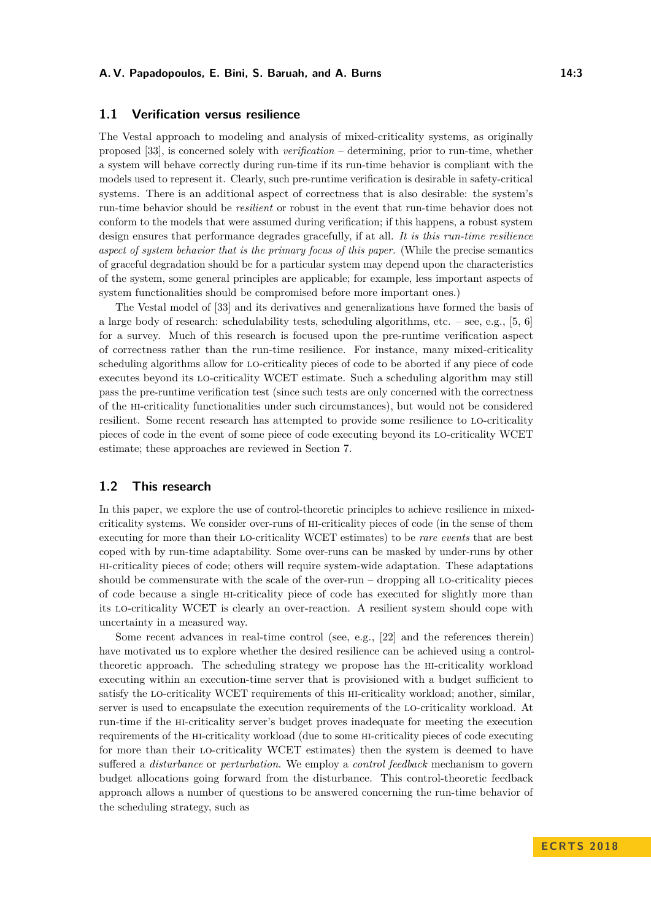## 1.1 Verification versus resilience

The Vestal approach to modeling and analysis of mixed-criticality systems, as originally proposed [33], is concerned solely with *verification* – determining, prior to run-time, whether a system will behave correctly during run-time if its run-time behavior is compliant with the models used to represent it. Clearly, such pre-runtime verification is desirable in safety-critical systems. There is an additional aspect of correctness that is also desirable: the system's run-time behavior should be *resilient* or robust in the event that run-time behavior does not conform to the models that were assumed during verification; if this happens, a robust system design ensures that performance degrades gracefully, if at all. *It is this run-time resilience aspect of system behavior that is the primary focus of this paper.* (While the precise semantics of graceful degradation should be for a particular system may depend upon the characteristics of the system, some general principles are applicable; for example, less important aspects of system functionalities should be compromised before more important ones.)

The Vestal model of [33] and its derivatives and generalizations have formed the basis of a large body of research: schedulability tests, scheduling algorithms, etc. – see, e.g., [5, 6] for a survey. Much of this research is focused upon the pre-runtime verification aspect of correctness rather than the run-time resilience. For instance, many mixed-criticality scheduling algorithms allow for LO-criticality pieces of code to be aborted if any piece of code executes beyond its LO-criticality WCET estimate. Such a scheduling algorithm may still pass the pre-runtime verification test (since such tests are only concerned with the correctness of the HI-criticality functionalities under such circumstances), but would not be considered resilient. Some recent research has attempted to provide some resilience to LO-criticality pieces of code in the event of some piece of code executing beyond its LO-criticality WCET estimate; these approaches are reviewed in Section 7.

## 1.2 This research

In this paper, we explore the use of control-theoretic principles to achieve resilience in mixed-criticality systems. We consider over-runs of HI-criticality pieces of code (in the sense of them executing for more than their LO-criticality WCET estimates) to be *rare events* that are best coped with by run-time adaptability. Some over-runs can be masked by under-runs by other HI-criticality pieces of code; others will require system-wide adaptation. These adaptations should be commensurate with the scale of the over-run – dropping all LO-criticality pieces of code because a single HI-criticality piece of code has executed for slightly more than its LO-criticality WCET is clearly an over-reaction. A resilient system should cope with uncertainty in a measured way.

Some recent advances in real-time control (see, e.g., [22] and the references therein) have motivated us to explore whether the desired resilience can be achieved using a control-theoretic approach. The scheduling strategy we propose has the HI-criticality workload executing within an execution-time server that is provisioned with a budget sufficient to satisfy the LO-criticality WCET requirements of this HI-criticality workload; another, similar, server is used to encapsulate the execution requirements of the LO-criticality workload. At run-time if the HI-criticality server's budget proves inadequate for meeting the execution requirements of the HI-criticality workload (due to some HI-criticality pieces of code executing for more than their LO-criticality WCET estimates) then the system is deemed to have suffered a *disturbance* or *perturbation*. We employ a *control feedback* mechanism to govern budget allocations going forward from the disturbance. This control-theoretic feedback approach allows a number of questions to be answered concerning the run-time behavior of the scheduling strategy, such as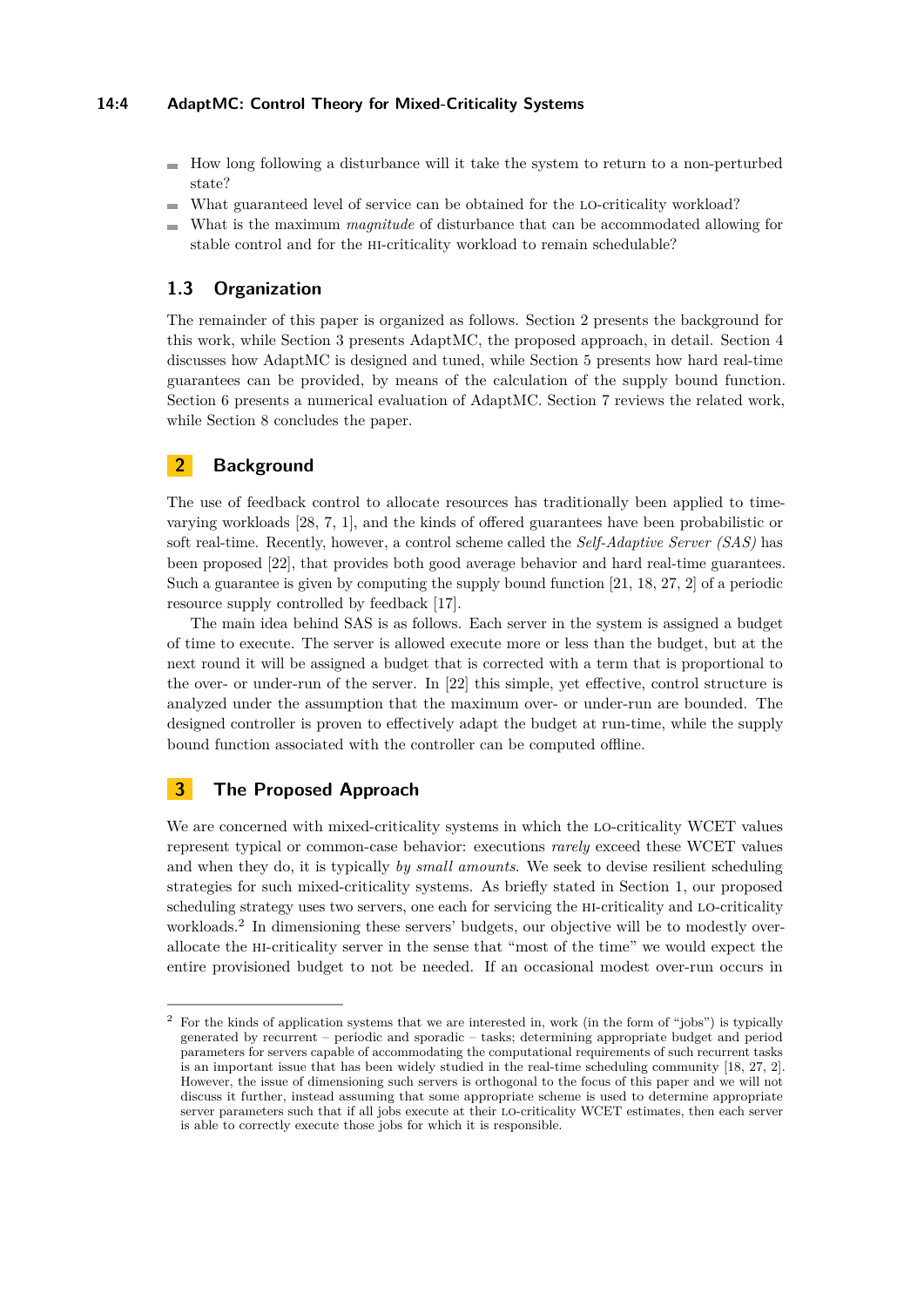- How long following a disturbance will it take the system to return to a non-perturbed state?
- What guaranteed level of service can be obtained for the LO-criticality workload?
- What is the maximum *magnitude* of disturbance that can be accommodated allowing for stable control and for the HI-criticality workload to remain schedulable?

### 1.3 Organization

The remainder of this paper is organized as follows. Section 2 presents the background for this work, while Section 3 presents AdaptMC, the proposed approach, in detail. Section 4 discusses how AdaptMC is designed and tuned, while Section 5 presents how hard real-time guarantees can be provided, by means of the calculation of the supply bound function. Section 6 presents a numerical evaluation of AdaptMC. Section 7 reviews the related work, while Section 8 concludes the paper.

## 2 Background

The use of feedback control to allocate resources has traditionally been applied to time-varying workloads [28, 7, 1], and the kinds of offered guarantees have been probabilistic or soft real-time. Recently, however, a control scheme called the *Self-Adaptive Server (SAS)* has been proposed [22], that provides both good average behavior and hard real-time guarantees. Such a guarantee is given by computing the supply bound function [21, 18, 27, 2] of a periodic resource supply controlled by feedback [17].

The main idea behind SAS is as follows. Each server in the system is assigned a budget of time to execute. The server is allowed execute more or less than the budget, but at the next round it will be assigned a budget that is corrected with a term that is proportional to the over- or under-run of the server. In [22] this simple, yet effective, control structure is analyzed under the assumption that the maximum over- or under-run are bounded. The designed controller is proven to effectively adapt the budget at run-time, while the supply bound function associated with the controller can be computed offline.

## 3 The Proposed Approach

We are concerned with mixed-criticality systems in which the LO-criticality WCET values represent typical or common-case behavior: executions *rarely* exceed these WCET values and when they do, it is typically *by small amounts*. We seek to devise resilient scheduling strategies for such mixed-criticality systems. As briefly stated in Section 1, our proposed scheduling strategy uses two servers, one each for servicing the HI-criticality and LO-criticality workloads.[2] In dimensioning these servers' budgets, our objective will be to modestly over-allocate the HI-criticality server in the sense that "most of the time" we would expect the entire provisioned budget to not be needed. If an occasional modest over-run occurs in

[2] For the kinds of application systems that we are interested in, work (in the form of "jobs") is typically generated by recurrent – periodic and sporadic – tasks; determining appropriate budget and period parameters for servers capable of accommodating the computational requirements of such recurrent tasks is an important issue that has been widely studied in the real-time scheduling community [18, 27, 2]. However, the issue of dimensioning such servers is orthogonal to the focus of this paper and we will not discuss it further, instead assuming that some appropriate scheme is used to determine appropriate server parameters such that if all jobs execute at their LO-criticality WCET estimates, then each server is able to correctly execute those jobs for which it is responsible.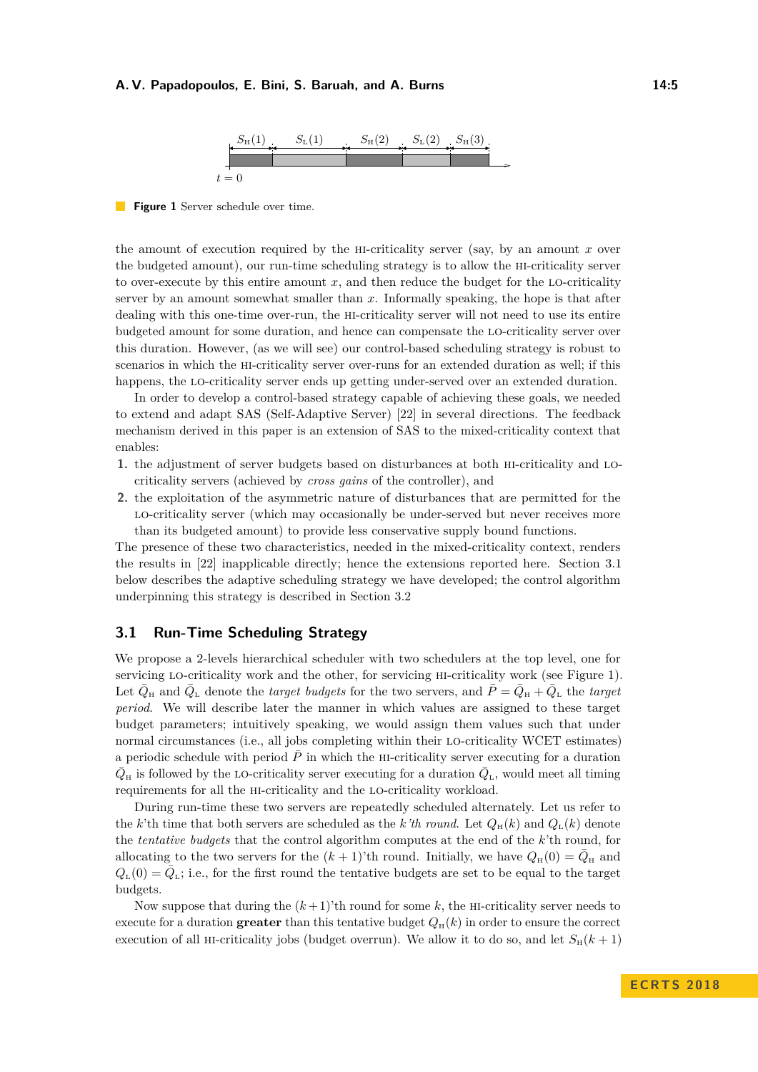**Figure 1** Server schedule over time.

the amount of execution required by the HI-criticality server (say, by an amount $x$ over the budgeted amount), our run-time scheduling strategy is to allow the HI-criticality server to over-execute by this entire amount $x$, and then reduce the budget for the LO-criticality server by an amount somewhat smaller than $x$. Informally speaking, the hope is that after dealing with this one-time over-run, the HI-criticality server will not need to use its entire budgeted amount for some duration, and hence can compensate the LO-criticality server over this duration. However, (as we will see) our control-based scheduling strategy is robust to scenarios in which the HI-criticality server over-runs for an extended duration as well; if this happens, the LO-criticality server ends up getting under-served over an extended duration.

In order to develop a control-based strategy capable of achieving these goals, we needed to extend and adapt SAS (Self-Adaptive Server) [22] in several directions. The feedback mechanism derived in this paper is an extension of SAS to the mixed-criticality context that enables:

1. the adjustment of server budgets based on disturbances at both HI-criticality and LO-criticality servers (achieved by *cross gains* of the controller), and
2. the exploitation of the asymmetric nature of disturbances that are permitted for the LO-criticality server (which may occasionally be under-served but never receives more than its budgeted amount) to provide less conservative supply bound functions.

The presence of these two characteristics, needed in the mixed-criticality context, renders the results in [22] inapplicable directly; hence the extensions reported here. Section 3.1 below describes the adaptive scheduling strategy we have developed; the control algorithm underpinning this strategy is described in Section 3.2

## 3.1 Run-Time Scheduling Strategy

We propose a 2-levels hierarchical scheduler with two schedulers at the top level, one for servicing LO-criticality work and the other, for servicing HI-criticality work (see Figure 1). Let $\bar{Q}_{\text{H}}$ and $\bar{Q}_{\text{L}}$ denote the *target budgets* for the two servers, and $\bar{P} = \bar{Q}_{\text{H}} + \bar{Q}_{\text{L}}$ the *target period*. We will describe later the manner in which values are assigned to these target budget parameters; intuitively speaking, we would assign them values such that under normal circumstances (i.e., all jobs completing within their LO-criticality WCET estimates) a periodic schedule with period $\bar{P}$ in which the HI-criticality server executing for a duration $\bar{Q}_{\text{H}}$ is followed by the LO-criticality server executing for a duration $\bar{Q}_{\text{L}}$, would meet all timing requirements for all the HI-criticality and the LO-criticality workload.

During run-time these two servers are repeatedly scheduled alternately. Let us refer to the $k$'th time that both servers are scheduled as the *$k$'th round*. Let $Q_{\text{H}}(k)$ and $Q_{\text{L}}(k)$ denote the *tentative budgets* that the control algorithm computes at the end of the $k$'th round, for allocating to the two servers for the $(k+1)$'th round. Initially, we have $Q_{\text{H}}(0) = \bar{Q}_{\text{H}}$ and $Q_{\text{L}}(0) = \bar{Q}_{\text{L}}$; i.e., for the first round the tentative budgets are set to be equal to the target budgets.

Now suppose that during the $(k+1)$'th round for some $k$, the HI-criticality server needs to execute for a duration **greater** than this tentative budget $Q_{\text{H}}(k)$ in order to ensure the correct execution of all HI-criticality jobs (budget overrun). We allow it to do so, and let $S_{\text{H}}(k+1)$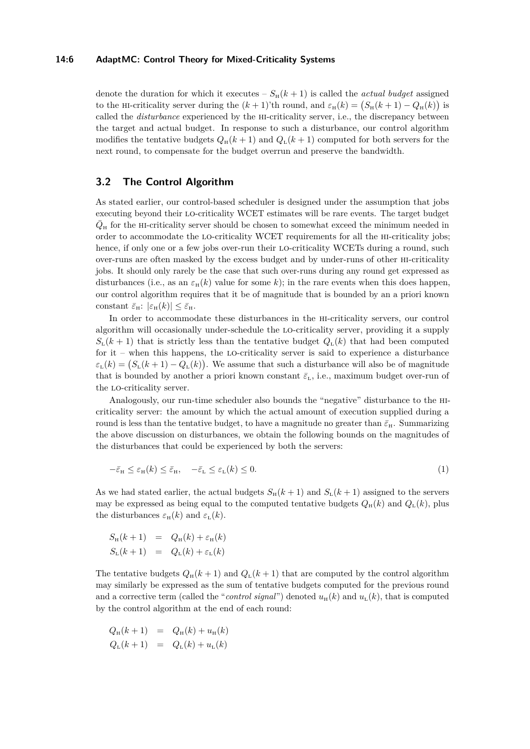denote the duration for which it executes – $S_{\text{H}}(k+1)$ is called the *actual budget* assigned to the HI-criticality server during the $(k+1)$'th round, and $\varepsilon_{\text{H}}(k) = \big(S_{\text{H}}(k+1) - Q_{\text{H}}(k)\big)$ is called the *disturbance* experienced by the HI-criticality server, i.e., the discrepancy between the target and actual budget. In response to such a disturbance, our control algorithm modifies the tentative budgets $Q_{\text{H}}(k+1)$ and $Q_{\text{L}}(k+1)$ computed for both servers for the next round, to compensate for the budget overrun and preserve the bandwidth.

## 3.2 The Control Algorithm

As stated earlier, our control-based scheduler is designed under the assumption that jobs executing beyond their LO-criticality WCET estimates will be rare events. The target budget $\bar{Q}_{\text{H}}$ for the HI-criticality server should be chosen to somewhat exceed the minimum needed in order to accommodate the LO-criticality WCET requirements for all the HI-criticality jobs; hence, if only one or a few jobs over-run their LO-criticality WCETs during a round, such over-runs are often masked by the excess budget and by under-runs of other HI-criticality jobs. It should only rarely be the case that such over-runs during any round get expressed as disturbances (i.e., as an $\varepsilon_{\text{H}}(k)$ value for some $k$); in the rare events when this does happen, our control algorithm requires that it be of magnitude that is bounded by an a priori known constant $\bar{\varepsilon}_{\text{H}}$: $|\varepsilon_{\text{H}}(k)| \le \bar{\varepsilon}_{\text{H}}$.

In order to accommodate these disturbances in the HI-criticality servers, our control algorithm will occasionally under-schedule the LO-criticality server, providing it a supply $S_{\text{L}}(k+1)$ that is strictly less than the tentative budget $Q_{\text{L}}(k)$ that had been computed for it – when this happens, the LO-criticality server is said to experience a disturbance $\varepsilon_{\text{L}}(k) = \big(S_{\text{L}}(k+1) - Q_{\text{L}}(k)\big)$. We assume that such a disturbance will also be of magnitude that is bounded by another a priori known constant $\bar{\varepsilon}_{\text{L}}$, i.e., maximum budget over-run of the LO-criticality server.

Analogously, our run-time scheduler also bounds the "negative" disturbance to the HI-criticality server: the amount by which the actual amount of execution supplied during a round is less than the tentative budget, to have a magnitude no greater than $\bar{\varepsilon}_{\text{H}}$. Summarizing the above discussion on disturbances, we obtain the following bounds on the magnitudes of the disturbances that could be experienced by both the servers:

$$-\bar{\varepsilon}_{\text{H}} \le \varepsilon_{\text{H}}(k) \le \bar{\varepsilon}_{\text{H}}, \quad -\bar{\varepsilon}_{\text{L}} \le \varepsilon_{\text{L}}(k) \le 0. \tag{1}$$

As we had stated earlier, the actual budgets $S_{\text{H}}(k+1)$ and $S_{\text{L}}(k+1)$ assigned to the servers may be expressed as being equal to the computed tentative budgets $Q_{\text{H}}(k)$ and $Q_{\text{L}}(k)$, plus the disturbances $\varepsilon_{\text{H}}(k)$ and $\varepsilon_{\text{L}}(k)$.

$$\begin{aligned} S_{\text{H}}(k+1) &= Q_{\text{H}}(k) + \varepsilon_{\text{H}}(k) \\ S_{\text{L}}(k+1) &= Q_{\text{L}}(k) + \varepsilon_{\text{L}}(k) \end{aligned}$$

The tentative budgets $Q_{\text{H}}(k+1)$ and $Q_{\text{L}}(k+1)$ that are computed by the control algorithm may similarly be expressed as the sum of tentative budgets computed for the previous round and a corrective term (called the "*control signal*") denoted $u_{\text{H}}(k)$ and $u_{\text{L}}(k)$, that is computed by the control algorithm at the end of each round:

$$\begin{aligned} Q_{\text{H}}(k+1) &= Q_{\text{H}}(k) + u_{\text{H}}(k) \\ Q_{\text{L}}(k+1) &= Q_{\text{L}}(k) + u_{\text{L}}(k) \end{aligned}$$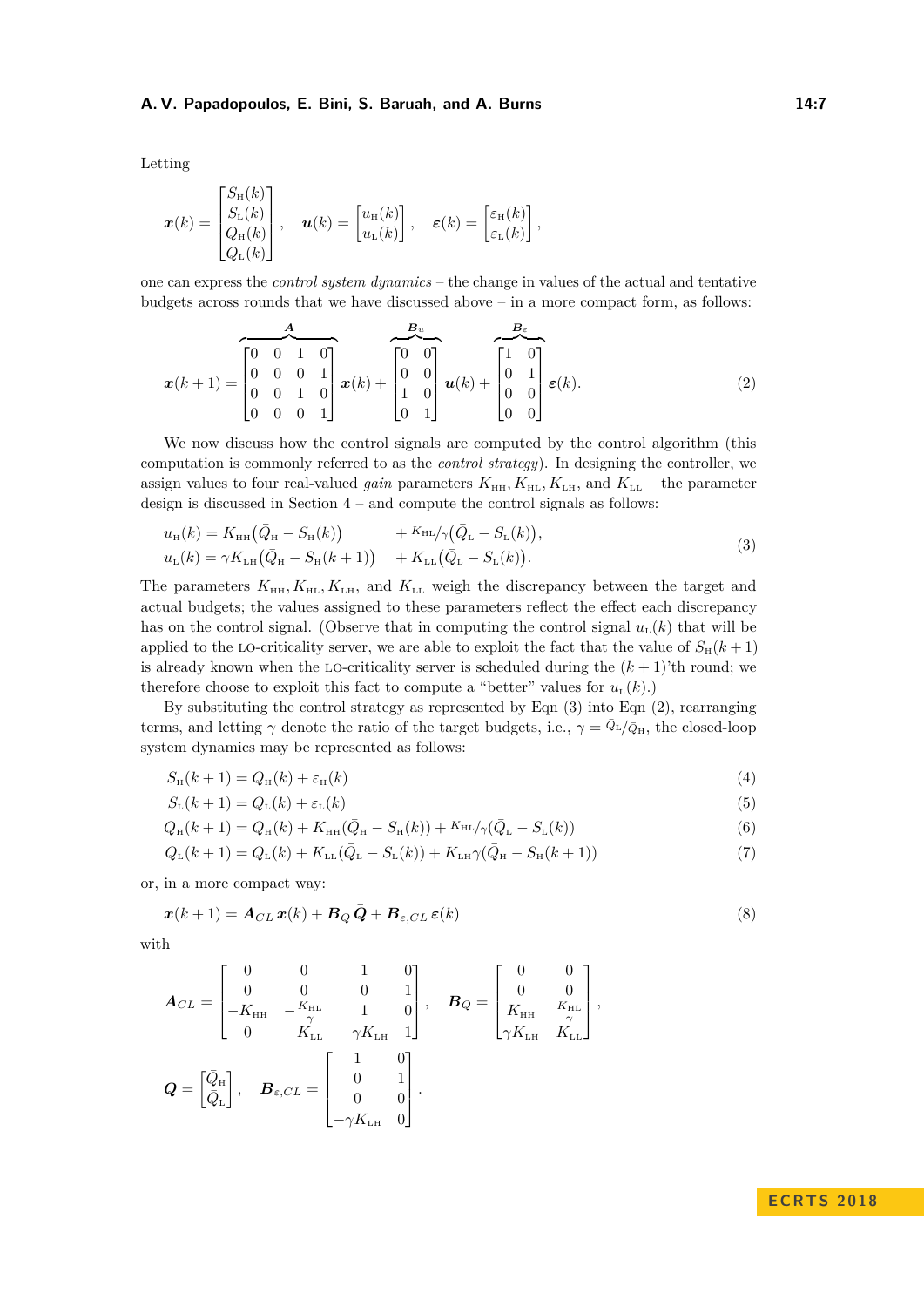Letting

$$
\boldsymbol{x}(k) = \begin{bmatrix} S_{\text{H}}(k) \\ S_{\text{L}}(k) \\ Q_{\text{H}}(k) \\ Q_{\text{L}}(k) \end{bmatrix}, \quad \boldsymbol{u}(k) = \begin{bmatrix} u_{\text{H}}(k) \\ u_{\text{L}}(k) \end{bmatrix}, \quad \boldsymbol{\varepsilon}(k) = \begin{bmatrix} \varepsilon_{\text{H}}(k) \\ \varepsilon_{\text{L}}(k) \end{bmatrix},
$$

one can express the *control system dynamics* – the change in values of the actual and tentative budgets across rounds that we have discussed above – in a more compact form, as follows:

$$
\boldsymbol{x}(k+1) = \overbrace{\begin{bmatrix} 0 & 0 & 1 & 0 \\ 0 & 0 & 0 & 1 \\ 0 & 0 & 1 & 0 \\ 0 & 0 & 0 & 1 \end{bmatrix}}^{\boldsymbol{A}} \boldsymbol{x}(k) + \overbrace{\begin{bmatrix} 0 & 0 \\ 0 & 0 \\ 1 & 0 \\ 0 & 1 \end{bmatrix}}^{\boldsymbol{B}_u} \boldsymbol{u}(k) + \overbrace{\begin{bmatrix} 1 & 0 \\ 0 & 1 \\ 0 & 0 \\ 0 & 0 \end{bmatrix}}^{\boldsymbol{B}_\varepsilon} \boldsymbol{\varepsilon}(k). \tag{2}
$$

We now discuss how the control signals are computed by the control algorithm (this computation is commonly referred to as the *control strategy*). In designing the controller, we assign values to four real-valued *gain* parameters $K_{\text{HH}}, K_{\text{HL}}, K_{\text{LH}}$, and $K_{\text{LL}}$ – the parameter design is discussed in Section 4 – and compute the control signals as follows:

$$
\begin{aligned}
u_{\text{H}}(k) &= K_{\text{HH}}\big(\bar{Q}_{\text{H}} - S_{\text{H}}(k)\big) &&+ {K_{\text{HL}}}/{\gamma}\big(\bar{Q}_{\text{L}} - S_{\text{L}}(k)\big), \\
u_{\text{L}}(k) &= \gamma K_{\text{LH}}\big(\bar{Q}_{\text{H}} - S_{\text{H}}(k+1)\big) &&+ K_{\text{LL}}\big(\bar{Q}_{\text{L}} - S_{\text{L}}(k)\big).
\end{aligned} \tag{3}
$$

The parameters $K_{\text{HH}}, K_{\text{HL}}, K_{\text{LH}}$, and $K_{\text{LL}}$ weigh the discrepancy between the target and actual budgets; the values assigned to these parameters reflect the effect each discrepancy has on the control signal. (Observe that in computing the control signal $u_{\text{L}}(k)$ that will be applied to the LO-criticality server, we are able to exploit the fact that the value of $S_{\text{H}}(k+1)$ is already known when the LO-criticality server is scheduled during the $(k+1)$'th round; we therefore choose to exploit this fact to compute a "better" values for $u_{\text{L}}(k)$.)

By substituting the control strategy as represented by Eqn (3) into Eqn (2), rearranging terms, and letting $\gamma$ denote the ratio of the target budgets, i.e., $\gamma = {\bar{Q}_{\text{L}}}/{\bar{Q}_{\text{H}}}$, the closed-loop system dynamics may be represented as follows:

$$
S_{\text{H}}(k+1) = Q_{\text{H}}(k) + \varepsilon_{\text{H}}(k) \tag{4}
$$

$$
S_{\text{L}}(k+1) = Q_{\text{L}}(k) + \varepsilon_{\text{L}}(k) \tag{5}
$$

$$
Q_{\text{H}}(k+1) = Q_{\text{H}}(k) + K_{\text{HH}}(\bar{Q}_{\text{H}} - S_{\text{H}}(k)) + {K_{\text{HL}}}/{\gamma}(\bar{Q}_{\text{L}} - S_{\text{L}}(k)) \tag{6}
$$

$$
Q_{\text{L}}(k+1) = Q_{\text{L}}(k) + K_{\text{LL}}(\bar{Q}_{\text{L}} - S_{\text{L}}(k)) + K_{\text{LH}}\gamma(\bar{Q}_{\text{H}} - S_{\text{H}}(k+1)) \tag{7}
$$

or, in a more compact way:

$$
\boldsymbol{x}(k+1) = \boldsymbol{A}_{CL}\,\boldsymbol{x}(k) + \boldsymbol{B}_Q\,\bar{\boldsymbol{Q}} + \boldsymbol{B}_{\varepsilon,CL}\,\boldsymbol{\varepsilon}(k) \tag{8}
$$

with

$$
\boldsymbol{A}_{CL} = \begin{bmatrix} 0 & 0 & 1 & 0 \\ 0 & 0 & 0 & 1 \\ -K_{\text{HH}} & -\frac{K_{\text{HL}}}{\gamma} & 1 & 0 \\ 0 & -K_{\text{LL}} & -\gamma K_{\text{LH}} & 1 \end{bmatrix}, \quad \boldsymbol{B}_Q = \begin{bmatrix} 0 & 0 \\ 0 & 0 \\ K_{\text{HH}} & \frac{K_{\text{HL}}}{\gamma} \\ \gamma K_{\text{LH}} & K_{\text{LL}} \end{bmatrix},
$$

$$
\bar{\boldsymbol{Q}} = \begin{bmatrix} \bar{Q}_{\text{H}} \\ \bar{Q}_{\text{L}} \end{bmatrix}, \quad \boldsymbol{B}_{\varepsilon,CL} = \begin{bmatrix} 1 & 0 \\ 0 & 1 \\ 0 & 0 \\ -\gamma K_{\text{LH}} & 0 \end{bmatrix}.
$$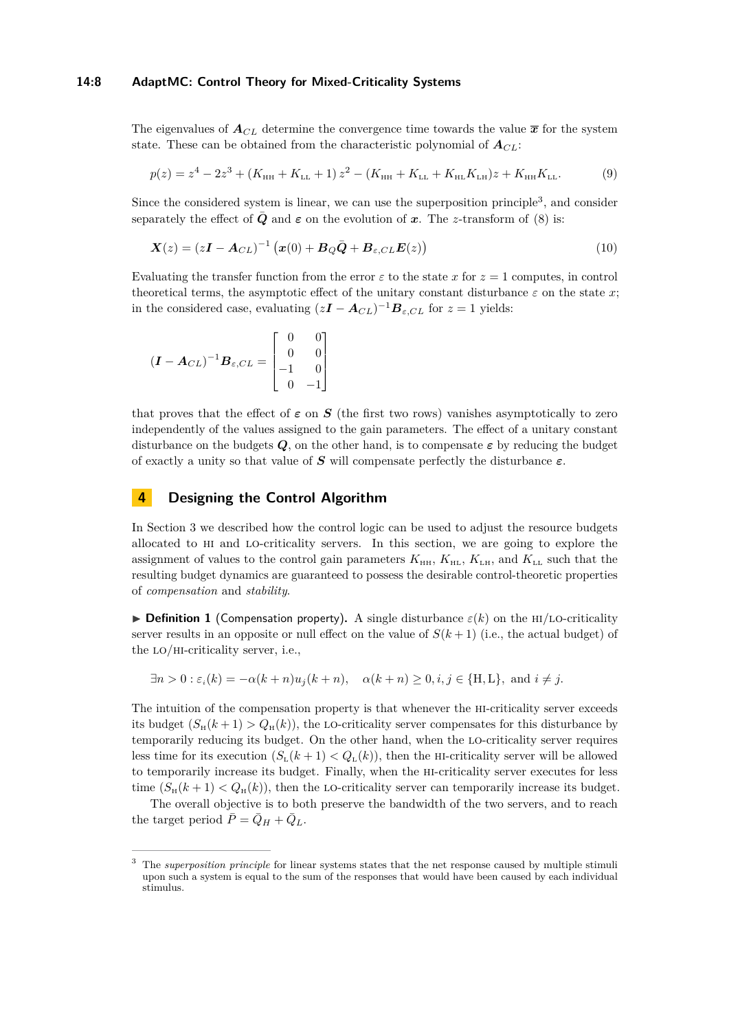The eigenvalues of $\boldsymbol{A}_{CL}$ determine the convergence time towards the value $\overline{\boldsymbol{x}}$ for the system state. These can be obtained from the characteristic polynomial of $\boldsymbol{A}_{CL}$:

$$p(z) = z^4 - 2z^3 + (K_{\text{HH}} + K_{\text{LL}} + 1)\, z^2 - (K_{\text{HH}} + K_{\text{LL}} + K_{\text{HL}} K_{\text{LH}}) z + K_{\text{HH}} K_{\text{LL}}. \tag{9}$$

Since the considered system is linear, we can use the superposition principle[3], and consider separately the effect of $\bar{\boldsymbol{Q}}$ and $\boldsymbol{\varepsilon}$ on the evolution of $\boldsymbol{x}$. The $z$-transform of (8) is:

$$\boldsymbol{X}(z) = (z\boldsymbol{I} - \boldsymbol{A}_{CL})^{-1} \left(\boldsymbol{x}(0) + \boldsymbol{B}_Q \bar{\boldsymbol{Q}} + \boldsymbol{B}_{\varepsilon,CL} \boldsymbol{E}(z)\right) \tag{10}$$

Evaluating the transfer function from the error $\varepsilon$ to the state $x$ for $z = 1$ computes, in control theoretical terms, the asymptotic effect of the unitary constant disturbance $\varepsilon$ on the state $x$; in the considered case, evaluating $(z\boldsymbol{I} - \boldsymbol{A}_{CL})^{-1} \boldsymbol{B}_{\varepsilon,CL}$ for $z = 1$ yields:

$$(\boldsymbol{I} - \boldsymbol{A}_{CL})^{-1} \boldsymbol{B}_{\varepsilon,CL} = \begin{bmatrix} 0 & 0 \\ 0 & 0 \\ -1 & 0 \\ 0 & -1 \end{bmatrix}$$

that proves that the effect of $\boldsymbol{\varepsilon}$ on $\boldsymbol{S}$ (the first two rows) vanishes asymptotically to zero independently of the values assigned to the gain parameters. The effect of a unitary constant disturbance on the budgets $\boldsymbol{Q}$, on the other hand, is to compensate $\boldsymbol{\varepsilon}$ by reducing the budget of exactly a unity so that value of $\boldsymbol{S}$ will compensate perfectly the disturbance $\boldsymbol{\varepsilon}$.

## 4 Designing the Control Algorithm

In Section 3 we described how the control logic can be used to adjust the resource budgets allocated to HI and LO-criticality servers. In this section, we are going to explore the assignment of values to the control gain parameters $K_{\text{HH}}$, $K_{\text{HL}}$, $K_{\text{LH}}$, and $K_{\text{LL}}$ such that the resulting budget dynamics are guaranteed to possess the desirable control-theoretic properties of *compensation* and *stability*.

► **Definition 1** (Compensation property). A single disturbance $\varepsilon(k)$ on the HI/LO-criticality server results in an opposite or null effect on the value of $S(k+1)$ (i.e., the actual budget) of the LO/HI-criticality server, i.e.,

$$\exists n > 0 : \varepsilon_i(k) = -\alpha(k+n) u_j(k+n), \quad \alpha(k+n) \geq 0, i, j \in \{\text{H}, \text{L}\}, \text{ and } i \neq j.$$

The intuition of the compensation property is that whenever the HI-criticality server exceeds its budget ($S_{\text{H}}(k+1) > Q_{\text{H}}(k)$), the LO-criticality server compensates for this disturbance by temporarily reducing its budget. On the other hand, when the LO-criticality server requires less time for its execution ($S_{\text{L}}(k+1) < Q_{\text{L}}(k)$), then the HI-criticality server will be allowed to temporarily increase its budget. Finally, when the HI-criticality server executes for less time ($S_{\text{H}}(k+1) < Q_{\text{H}}(k)$), then the LO-criticality server can temporarily increase its budget.

The overall objective is to both preserve the bandwidth of the two servers, and to reach the target period $\bar{P} = \bar{Q}_H + \bar{Q}_L$.

---

[3] The *superposition principle* for linear systems states that the net response caused by multiple stimuli upon such a system is equal to the sum of the responses that would have been caused by each individual stimulus.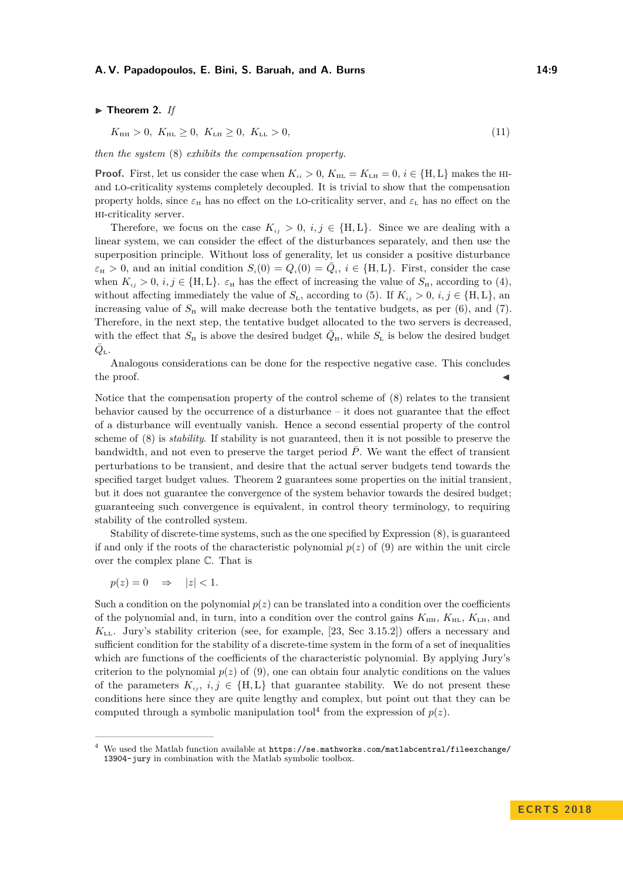▶ **Theorem 2.** *If*

$$K_{\text{HH}} > 0,\ K_{\text{HL}} \geq 0,\ K_{\text{LH}} \geq 0,\ K_{\text{LL}} > 0, \tag{11}$$

*then the system* (8) *exhibits the compensation property.*

**Proof.** First, let us consider the case when $K_{ii} > 0$, $K_{\text{HL}} = K_{\text{LH}} = 0$, $i \in \{\text{H}, \text{L}\}$ makes the HI- and LO-criticality systems completely decoupled. It is trivial to show that the compensation property holds, since $\varepsilon_{\text{H}}$ has no effect on the LO-criticality server, and $\varepsilon_{\text{L}}$ has no effect on the HI-criticality server.

Therefore, we focus on the case $K_{ij} > 0$, $i, j \in \{\text{H}, \text{L}\}$. Since we are dealing with a linear system, we can consider the effect of the disturbances separately, and then use the superposition principle. Without loss of generality, let us consider a positive disturbance $\varepsilon_{\text{H}} > 0$, and an initial condition $S_i(0) = Q_i(0) = \bar{Q}_i$, $i \in \{\text{H}, \text{L}\}$. First, consider the case when $K_{ij} > 0$, $i, j \in \{\text{H}, \text{L}\}$. $\varepsilon_{\text{H}}$ has the effect of increasing the value of $S_{\text{H}}$, according to (4), without affecting immediately the value of $S_{\text{L}}$, according to (5). If $K_{ij} > 0$, $i, j \in \{\text{H}, \text{L}\}$, an increasing value of $S_{\text{H}}$ will make decrease both the tentative budgets, as per (6), and (7). Therefore, in the next step, the tentative budget allocated to the two servers is decreased, with the effect that $S_{\text{H}}$ is above the desired budget $\bar{Q}_{\text{H}}$, while $S_{\text{L}}$ is below the desired budget $\bar{Q}_{\text{L}}$.

Analogous considerations can be done for the respective negative case. This concludes the proof. ◀

Notice that the compensation property of the control scheme of (8) relates to the transient behavior caused by the occurrence of a disturbance – it does not guarantee that the effect of a disturbance will eventually vanish. Hence a second essential property of the control scheme of (8) is *stability*. If stability is not guaranteed, then it is not possible to preserve the bandwidth, and not even to preserve the target period $\bar{P}$. We want the effect of transient perturbations to be transient, and desire that the actual server budgets tend towards the specified target budget values. Theorem 2 guarantees some properties on the initial transient, but it does not guarantee the convergence of the system behavior towards the desired budget; guaranteeing such convergence is equivalent, in control theory terminology, to requiring stability of the controlled system.

Stability of discrete-time systems, such as the one specified by Expression (8), is guaranteed if and only if the roots of the characteristic polynomial $p(z)$ of (9) are within the unit circle over the complex plane $\mathbb{C}$. That is

$$p(z) = 0 \quad \Rightarrow \quad |z| < 1.$$

Such a condition on the polynomial $p(z)$ can be translated into a condition over the coefficients of the polynomial and, in turn, into a condition over the control gains $K_{\text{HH}}$, $K_{\text{HL}}$, $K_{\text{LH}}$, and $K_{\text{LL}}$. Jury's stability criterion (see, for example, [23, Sec 3.15.2]) offers a necessary and sufficient condition for the stability of a discrete-time system in the form of a set of inequalities which are functions of the coefficients of the characteristic polynomial. By applying Jury's criterion to the polynomial $p(z)$ of (9), one can obtain four analytic conditions on the values of the parameters $K_{ij}$, $i, j \in \{\text{H}, \text{L}\}$ that guarantee stability. We do not present these conditions here since they are quite lengthy and complex, but point out that they can be computed through a symbolic manipulation tool[4] from the expression of $p(z)$.

---

[4] We used the Matlab function available at `https://se.mathworks.com/matlabcentral/fileexchange/13904-jury` in combination with the Matlab symbolic toolbox.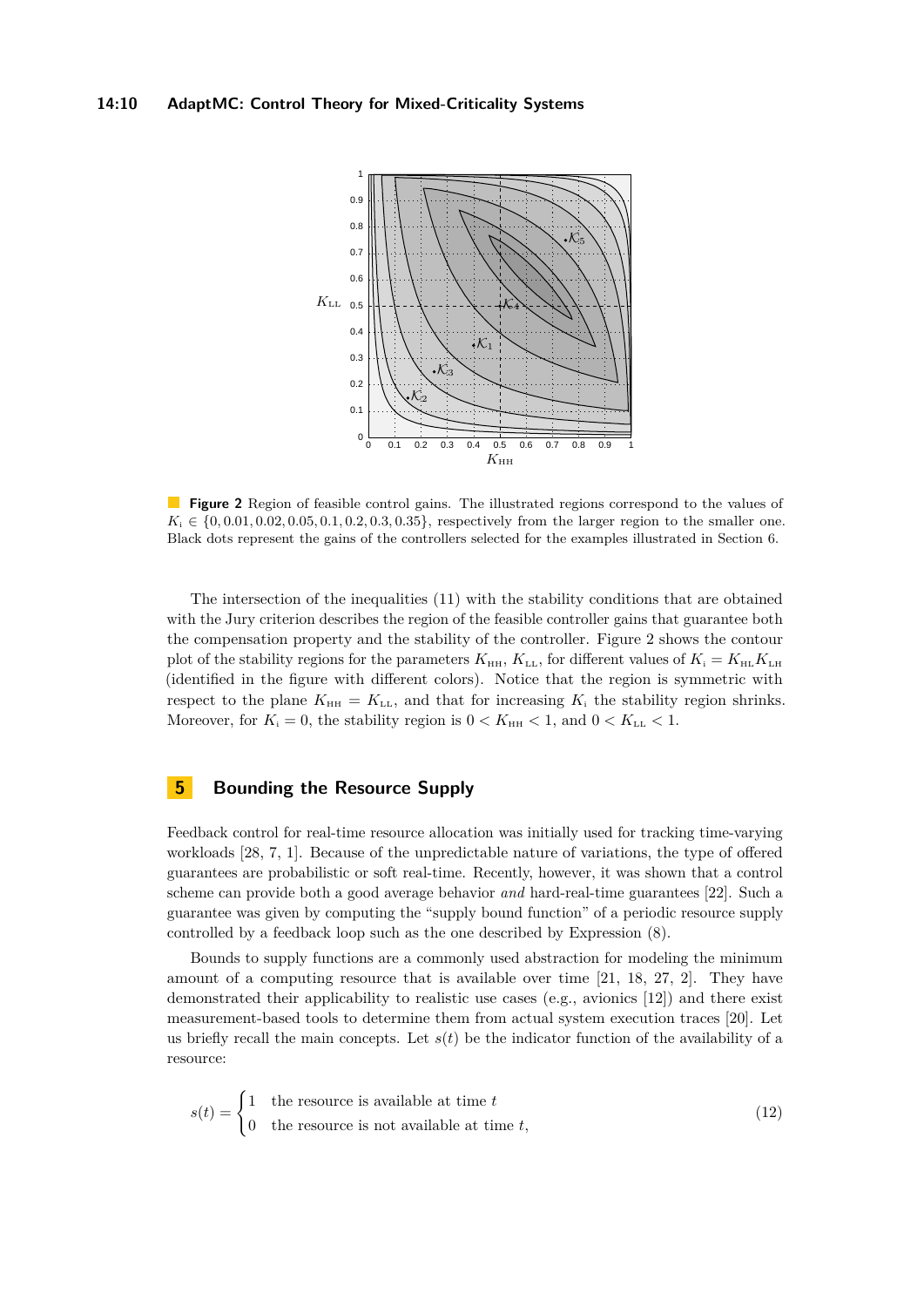**Figure 2** Region of feasible control gains. The illustrated regions correspond to the values of $K_{\text{i}} \in \{0, 0.01, 0.02, 0.05, 0.1, 0.2, 0.3, 0.35\}$, respectively from the larger region to the smaller one. Black dots represent the gains of the controllers selected for the examples illustrated in Section 6.

The intersection of the inequalities (11) with the stability conditions that are obtained with the Jury criterion describes the region of the feasible controller gains that guarantee both the compensation property and the stability of the controller. Figure 2 shows the contour plot of the stability regions for the parameters $K_{\text{HH}}$, $K_{\text{LL}}$, for different values of $K_{\text{i}} = K_{\text{HL}} K_{\text{LH}}$ (identified in the figure with different colors). Notice that the region is symmetric with respect to the plane $K_{\text{HH}} = K_{\text{LL}}$, and that for increasing $K_{\text{i}}$ the stability region shrinks. Moreover, for $K_{\text{i}} = 0$, the stability region is $0 < K_{\text{HH}} < 1$, and $0 < K_{\text{LL}} < 1$.

## 5 Bounding the Resource Supply

Feedback control for real-time resource allocation was initially used for tracking time-varying workloads [28, 7, 1]. Because of the unpredictable nature of variations, the type of offered guarantees are probabilistic or soft real-time. Recently, however, it was shown that a control scheme can provide both a good average behavior *and* hard-real-time guarantees [22]. Such a guarantee was given by computing the "supply bound function" of a periodic resource supply controlled by a feedback loop such as the one described by Expression (8).

Bounds to supply functions are a commonly used abstraction for modeling the minimum amount of a computing resource that is available over time [21, 18, 27, 2]. They have demonstrated their applicability to realistic use cases (e.g., avionics [12]) and there exist measurement-based tools to determine them from actual system execution traces [20]. Let us briefly recall the main concepts. Let $s(t)$ be the indicator function of the availability of a resource:

$$
s(t) = \begin{cases} 1 & \text{the resource is available at time } t \\ 0 & \text{the resource is not available at time } t, \end{cases} \tag{12}
$$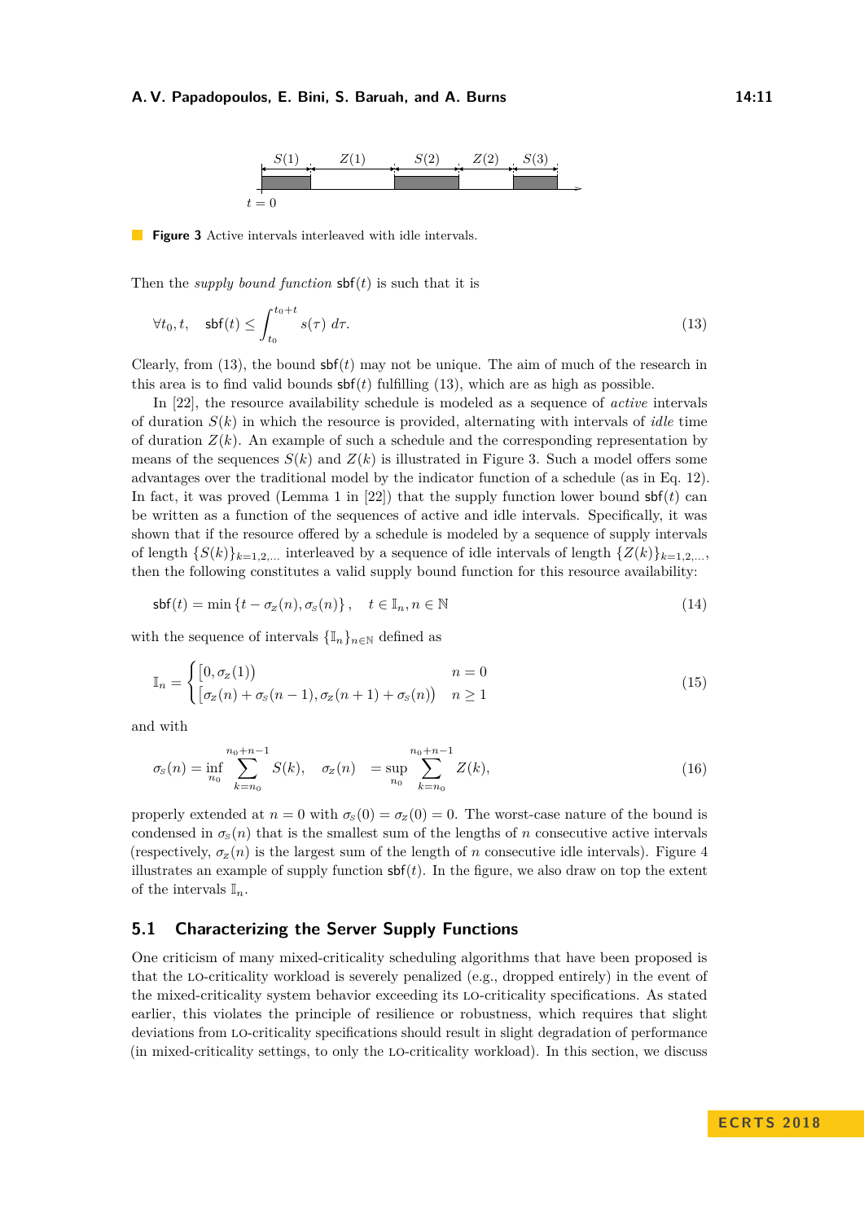**Figure 3** Active intervals interleaved with idle intervals.

Then the *supply bound function* $\mathsf{sbf}(t)$ is such that it is

$$\forall t_0, t, \quad \mathsf{sbf}(t) \leq \int_{t_0}^{t_0+t} s(\tau)\, d\tau. \tag{13}$$

Clearly, from (13), the bound $\mathsf{sbf}(t)$ may not be unique. The aim of much of the research in this area is to find valid bounds $\mathsf{sbf}(t)$ fulfilling (13), which are as high as possible.

In [22], the resource availability schedule is modeled as a sequence of *active* intervals of duration $S(k)$ in which the resource is provided, alternating with intervals of *idle* time of duration $Z(k)$. An example of such a schedule and the corresponding representation by means of the sequences $S(k)$ and $Z(k)$ is illustrated in Figure 3. Such a model offers some advantages over the traditional model by the indicator function of a schedule (as in Eq. 12). In fact, it was proved (Lemma 1 in [22]) that the supply function lower bound $\mathsf{sbf}(t)$ can be written as a function of the sequences of active and idle intervals. Specifically, it was shown that if the resource offered by a schedule is modeled by a sequence of supply intervals of length $\{S(k)\}_{k=1,2,\ldots}$ interleaved by a sequence of idle intervals of length $\{Z(k)\}_{k=1,2,\ldots}$, then the following constitutes a valid supply bound function for this resource availability:

$$\mathsf{sbf}(t) = \min\left\{t - \sigma_Z(n), \sigma_S(n)\right\}, \quad t \in \mathbb{I}_n, n \in \mathbb{N} \tag{14}$$

with the sequence of intervals $\{\mathbb{I}_n\}_{n\in\mathbb{N}}$ defined as

$$\mathbb{I}_n = \begin{cases} \left[0, \sigma_Z(1)\right) & n = 0 \\ \left[\sigma_Z(n) + \sigma_S(n-1), \sigma_Z(n+1) + \sigma_S(n)\right) & n \geq 1 \end{cases} \tag{15}$$

and with

$$\sigma_S(n) = \inf_{n_0} \sum_{k=n_0}^{n_0+n-1} S(k), \quad \sigma_Z(n) \quad = \sup_{n_0} \sum_{k=n_0}^{n_0+n-1} Z(k), \tag{16}$$

properly extended at $n = 0$ with $\sigma_S(0) = \sigma_Z(0) = 0$. The worst-case nature of the bound is condensed in $\sigma_S(n)$ that is the smallest sum of the lengths of $n$ consecutive active intervals (respectively, $\sigma_Z(n)$ is the largest sum of the length of $n$ consecutive idle intervals). Figure 4 illustrates an example of supply function $\mathsf{sbf}(t)$. In the figure, we also draw on top the extent of the intervals $\mathbb{I}_n$.

## 5.1 Characterizing the Server Supply Functions

One criticism of many mixed-criticality scheduling algorithms that have been proposed is that the LO-criticality workload is severely penalized (e.g., dropped entirely) in the event of the mixed-criticality system behavior exceeding its LO-criticality specifications. As stated earlier, this violates the principle of resilience or robustness, which requires that slight deviations from LO-criticality specifications should result in slight degradation of performance (in mixed-criticality settings, to only the LO-criticality workload). In this section, we discuss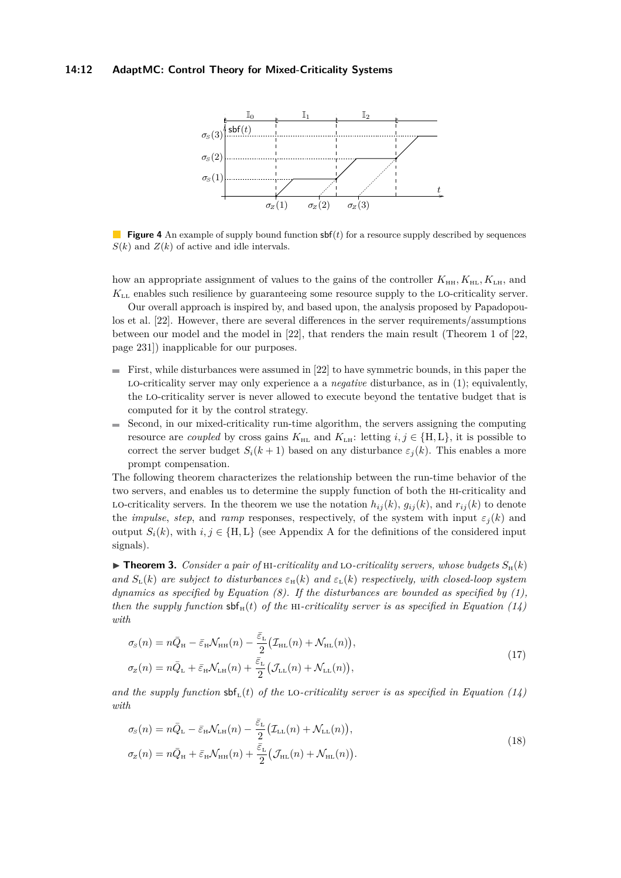**Figure 4** An example of supply bound function $\mathsf{sbf}(t)$ for a resource supply described by sequences $S(k)$ and $Z(k)$ of active and idle intervals.

how an appropriate assignment of values to the gains of the controller $K_{\text{HH}}, K_{\text{HL}}, K_{\text{LH}}$, and $K_{\text{LL}}$ enables such resilience by guaranteeing some resource supply to the LO-criticality server.

Our overall approach is inspired by, and based upon, the analysis proposed by Papadopoulos et al. [22]. However, there are several differences in the server requirements/assumptions between our model and the model in [22], that renders the main result (Theorem 1 of [22, page 231]) inapplicable for our purposes.

- First, while disturbances were assumed in [22] to have symmetric bounds, in this paper the LO-criticality server may only experience a a *negative* disturbance, as in (1); equivalently, the LO-criticality server is never allowed to execute beyond the tentative budget that is computed for it by the control strategy.
- Second, in our mixed-criticality run-time algorithm, the servers assigning the computing resource are *coupled* by cross gains $K_{\text{HL}}$ and $K_{\text{LH}}$: letting $i, j \in \{\text{H}, \text{L}\}$, it is possible to correct the server budget $S_i(k+1)$ based on any disturbance $\varepsilon_j(k)$. This enables a more prompt compensation.

The following theorem characterizes the relationship between the run-time behavior of the two servers, and enables us to determine the supply function of both the HI-criticality and LO-criticality servers. In the theorem we use the notation $h_{ij}(k)$, $g_{ij}(k)$, and $r_{ij}(k)$ to denote the *impulse*, *step*, and *ramp* responses, respectively, of the system with input $\varepsilon_j(k)$ and output $S_i(k)$, with $i, j \in \{\text{H}, \text{L}\}$ (see Appendix A for the definitions of the considered input signals).

▶ **Theorem 3.** *Consider a pair of* HI*-criticality and* LO*-criticality servers, whose budgets $S_{\text{H}}(k)$ and $S_{\text{L}}(k)$ are subject to disturbances $\varepsilon_{\text{H}}(k)$ and $\varepsilon_{\text{L}}(k)$ respectively, with closed-loop system dynamics as specified by Equation (8). If the disturbances are bounded as specified by (1), then the supply function $\mathsf{sbf}_{\text{H}}(t)$ of the* HI*-criticality server is as specified in Equation (14) with*

$$
\begin{aligned}
\sigma_S(n) &= n\bar{Q}_{\text{H}} - \bar{\varepsilon}_{\text{H}}\mathcal{N}_{\text{HH}}(n) - \frac{\bar{\varepsilon}_{\text{L}}}{2}\big(\mathcal{I}_{\text{HL}}(n) + \mathcal{N}_{\text{HL}}(n)\big),\\
\sigma_Z(n) &= n\bar{Q}_{\text{L}} + \bar{\varepsilon}_{\text{H}}\mathcal{N}_{\text{LH}}(n) + \frac{\bar{\varepsilon}_{\text{L}}}{2}\big(\mathcal{J}_{\text{LL}}(n) + \mathcal{N}_{\text{LL}}(n)\big),
\end{aligned}
\tag{17}
$$

*and the supply function $\mathsf{sbf}_{\text{L}}(t)$ of the* LO*-criticality server is as specified in Equation (14) with*

$$
\begin{aligned}
\sigma_S(n) &= n\bar{Q}_{\text{L}} - \bar{\varepsilon}_{\text{H}}\mathcal{N}_{\text{LH}}(n) - \frac{\bar{\varepsilon}_{\text{L}}}{2}\big(\mathcal{I}_{\text{LL}}(n) + \mathcal{N}_{\text{LL}}(n)\big),\\
\sigma_Z(n) &= n\bar{Q}_{\text{H}} + \bar{\varepsilon}_{\text{H}}\mathcal{N}_{\text{HH}}(n) + \frac{\bar{\varepsilon}_{\text{L}}}{2}\big(\mathcal{J}_{\text{HL}}(n) + \mathcal{N}_{\text{HL}}(n)\big).
\end{aligned}
\tag{18}
$$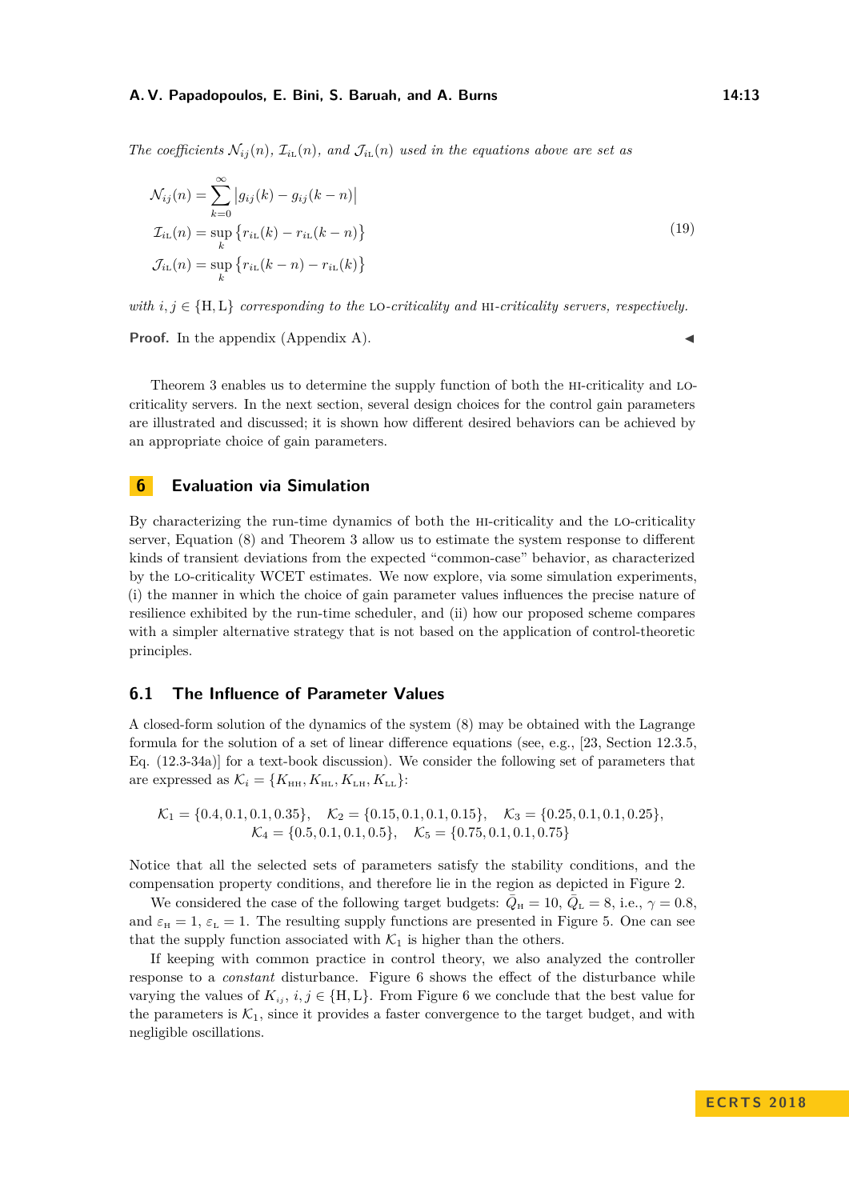*The coefficients $\mathcal{N}_{ij}(n)$, $\mathcal{I}_{i\text{L}}(n)$, and $\mathcal{J}_{i\text{L}}(n)$ used in the equations above are set as*

$$
\begin{aligned}
\mathcal{N}_{ij}(n) &= \sum_{k=0}^{\infty} \left| g_{ij}(k) - g_{ij}(k-n) \right| \\
\mathcal{I}_{i\text{L}}(n) &= \sup_{k} \left\{ r_{i\text{L}}(k) - r_{i\text{L}}(k-n) \right\} \\
\mathcal{J}_{i\text{L}}(n) &= \sup_{k} \left\{ r_{i\text{L}}(k-n) - r_{i\text{L}}(k) \right\}
\end{aligned}
\tag{19}
$$

*with $i, j \in \{\text{H}, \text{L}\}$ corresponding to the* LO*-criticality and* HI*-criticality servers, respectively.*

**Proof.** In the appendix (Appendix A). ◂

Theorem 3 enables us to determine the supply function of both the HI-criticality and LO-criticality servers. In the next section, several design choices for the control gain parameters are illustrated and discussed; it is shown how different desired behaviors can be achieved by an appropriate choice of gain parameters.

# 6 Evaluation via Simulation

By characterizing the run-time dynamics of both the HI-criticality and the LO-criticality server, Equation (8) and Theorem 3 allow us to estimate the system response to different kinds of transient deviations from the expected "common-case" behavior, as characterized by the LO-criticality WCET estimates. We now explore, via some simulation experiments, (i) the manner in which the choice of gain parameter values influences the precise nature of resilience exhibited by the run-time scheduler, and (ii) how our proposed scheme compares with a simpler alternative strategy that is not based on the application of control-theoretic principles.

## 6.1 The Influence of Parameter Values

A closed-form solution of the dynamics of the system (8) may be obtained with the Lagrange formula for the solution of a set of linear difference equations (see, e.g., [23, Section 12.3.5, Eq. (12.3-34a)] for a text-book discussion). We consider the following set of parameters that are expressed as $\mathcal{K}_i = \{K_{\text{HH}}, K_{\text{HL}}, K_{\text{LH}}, K_{\text{LL}}\}$:

$$
\mathcal{K}_1 = \{0.4, 0.1, 0.1, 0.35\}, \quad \mathcal{K}_2 = \{0.15, 0.1, 0.1, 0.15\}, \quad \mathcal{K}_3 = \{0.25, 0.1, 0.1, 0.25\},
$$
$$
\mathcal{K}_4 = \{0.5, 0.1, 0.1, 0.5\}, \quad \mathcal{K}_5 = \{0.75, 0.1, 0.1, 0.75\}
$$

Notice that all the selected sets of parameters satisfy the stability conditions, and the compensation property conditions, and therefore lie in the region as depicted in Figure 2.

We considered the case of the following target budgets: $\bar{Q}_{\text{H}} = 10$, $\bar{Q}_{\text{L}} = 8$, i.e., $\gamma = 0.8$, and $\varepsilon_{\text{H}} = 1$, $\varepsilon_{\text{L}} = 1$. The resulting supply functions are presented in Figure 5. One can see that the supply function associated with $\mathcal{K}_1$ is higher than the others.

If keeping with common practice in control theory, we also analyzed the controller response to a *constant* disturbance. Figure 6 shows the effect of the disturbance while varying the values of $K_{ij}$, $i, j \in \{\text{H}, \text{L}\}$. From Figure 6 we conclude that the best value for the parameters is $\mathcal{K}_1$, since it provides a faster convergence to the target budget, and with negligible oscillations.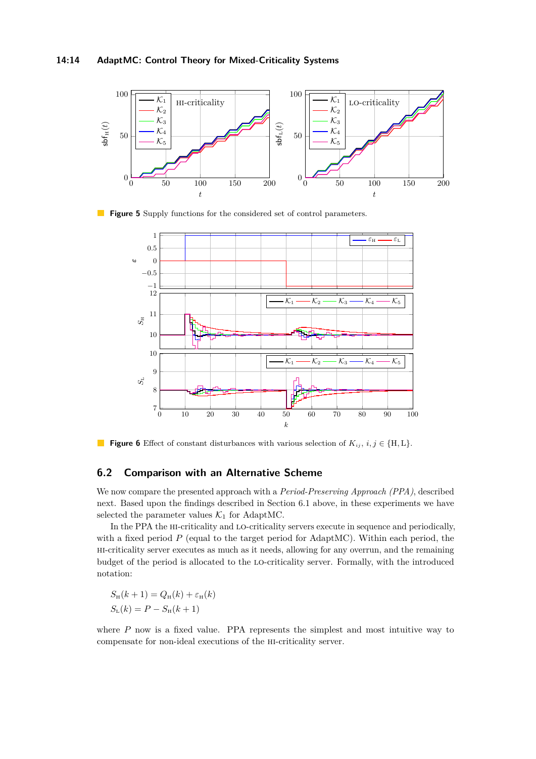**Figure 5** Supply functions for the considered set of control parameters.

**Figure 6** Effect of constant disturbances with various selection of $K_{ij}$, $i, j \in \{\mathrm{H}, \mathrm{L}\}$.

## 6.2 Comparison with an Alternative Scheme

We now compare the presented approach with a *Period-Preserving Approach (PPA)*, described next. Based upon the findings described in Section 6.1 above, in these experiments we have selected the parameter values $\mathcal{K}_1$ for AdaptMC.

In the PPA the HI-criticality and LO-criticality servers execute in sequence and periodically, with a fixed period $P$ (equal to the target period for AdaptMC). Within each period, the HI-criticality server executes as much as it needs, allowing for any overrun, and the remaining budget of the period is allocated to the LO-criticality server. Formally, with the introduced notation:

$$S_{\mathrm{H}}(k+1) = Q_{\mathrm{H}}(k) + \varepsilon_{\mathrm{H}}(k)$$
$$S_{\mathrm{L}}(k) = P - S_{\mathrm{H}}(k+1)$$

where $P$ now is a fixed value. PPA represents the simplest and most intuitive way to compensate for non-ideal executions of the HI-criticality server.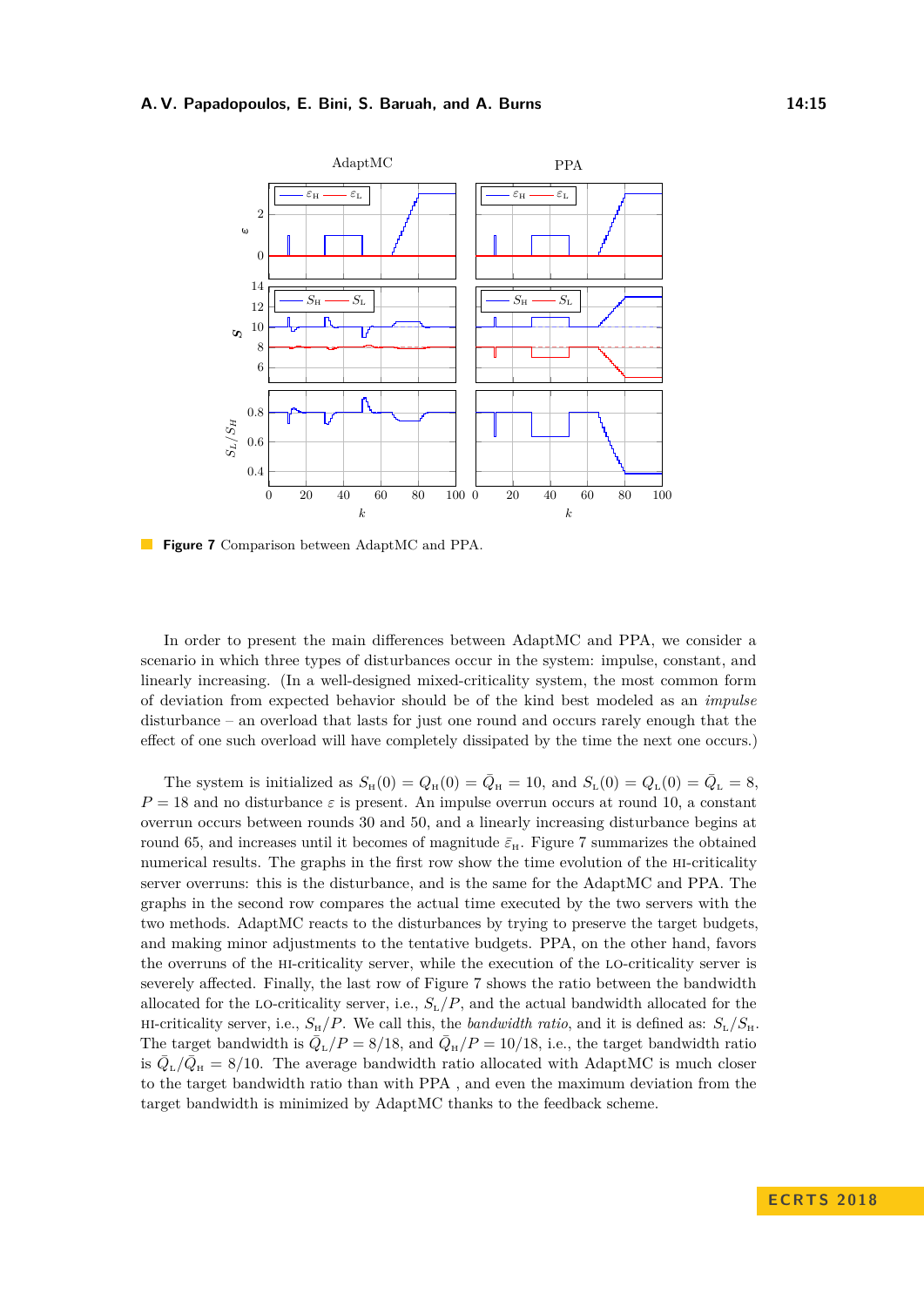**Figure 7** Comparison between AdaptMC and PPA.

In order to present the main differences between AdaptMC and PPA, we consider a scenario in which three types of disturbances occur in the system: impulse, constant, and linearly increasing. (In a well-designed mixed-criticality system, the most common form of deviation from expected behavior should be of the kind best modeled as an *impulse* disturbance – an overload that lasts for just one round and occurs rarely enough that the effect of one such overload will have completely dissipated by the time the next one occurs.)

The system is initialized as $S_{\text{H}}(0) = Q_{\text{H}}(0) = \bar{Q}_{\text{H}} = 10$, and $S_{\text{L}}(0) = Q_{\text{L}}(0) = \bar{Q}_{\text{L}} = 8$, $P = 18$ and no disturbance $\varepsilon$ is present. An impulse overrun occurs at round 10, a constant overrun occurs between rounds 30 and 50, and a linearly increasing disturbance begins at round 65, and increases until it becomes of magnitude $\bar{\varepsilon}_{\text{H}}$. Figure 7 summarizes the obtained numerical results. The graphs in the first row show the time evolution of the HI-criticality server overruns: this is the disturbance, and is the same for the AdaptMC and PPA. The graphs in the second row compares the actual time executed by the two servers with the two methods. AdaptMC reacts to the disturbances by trying to preserve the target budgets, and making minor adjustments to the tentative budgets. PPA, on the other hand, favors the overruns of the HI-criticality server, while the execution of the LO-criticality server is severely affected. Finally, the last row of Figure 7 shows the ratio between the bandwidth allocated for the LO-criticality server, i.e., $S_{\text{L}}/P$, and the actual bandwidth allocated for the HI-criticality server, i.e., $S_{\text{H}}/P$. We call this, the *bandwidth ratio*, and it is defined as: $S_{\text{L}}/S_{\text{H}}$. The target bandwidth is $\bar{Q}_{\text{L}}/P = 8/18$, and $\bar{Q}_{\text{H}}/P = 10/18$, i.e., the target bandwidth ratio is $\bar{Q}_{\text{L}}/\bar{Q}_{\text{H}} = 8/10$. The average bandwidth ratio allocated with AdaptMC is much closer to the target bandwidth ratio than with PPA , and even the maximum deviation from the target bandwidth is minimized by AdaptMC thanks to the feedback scheme.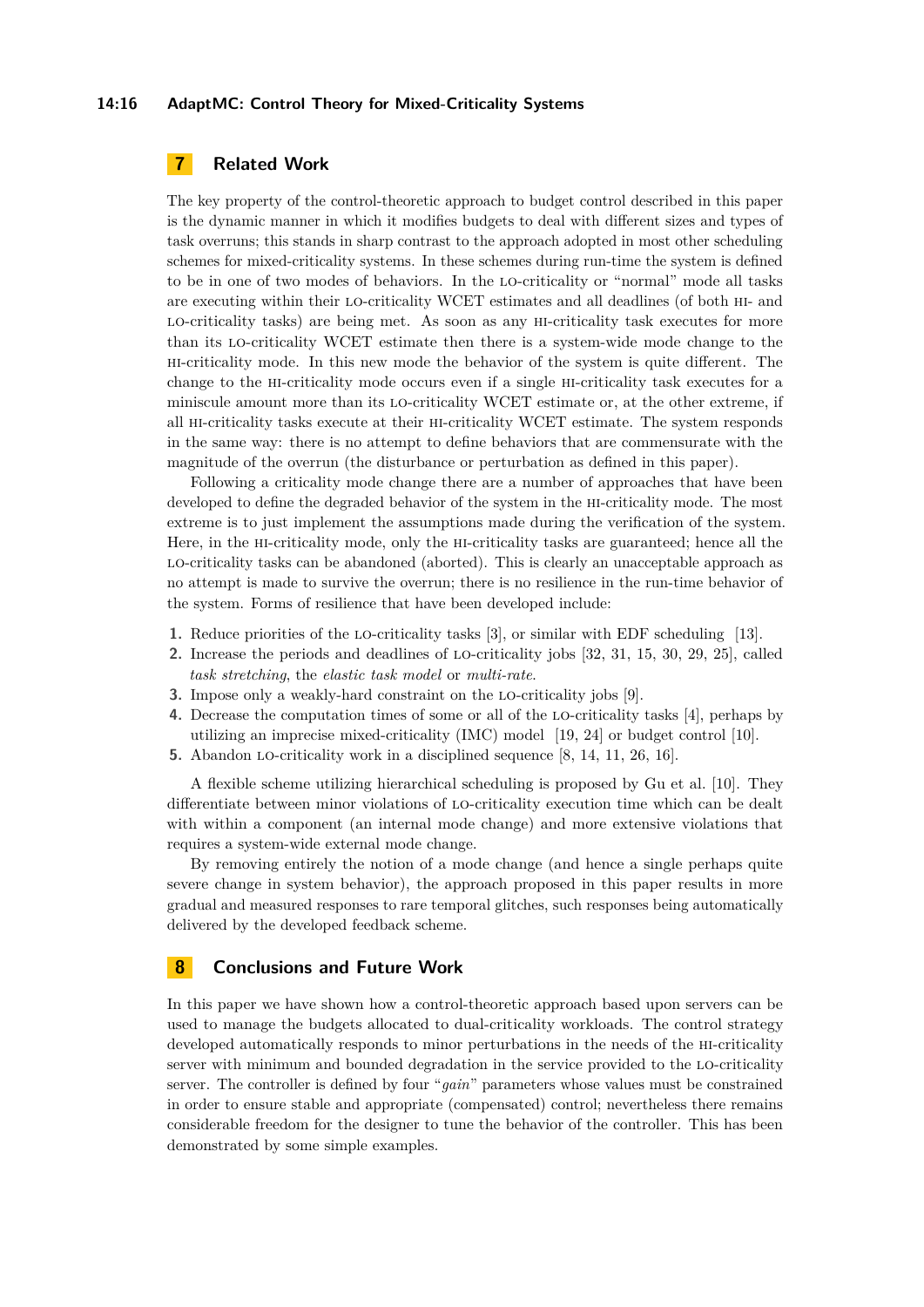## 7 Related Work

The key property of the control-theoretic approach to budget control described in this paper is the dynamic manner in which it modifies budgets to deal with different sizes and types of task overruns; this stands in sharp contrast to the approach adopted in most other scheduling schemes for mixed-criticality systems. In these schemes during run-time the system is defined to be in one of two modes of behaviors. In the LO-criticality or "normal" mode all tasks are executing within their LO-criticality WCET estimates and all deadlines (of both HI- and LO-criticality tasks) are being met. As soon as any HI-criticality task executes for more than its LO-criticality WCET estimate then there is a system-wide mode change to the HI-criticality mode. In this new mode the behavior of the system is quite different. The change to the HI-criticality mode occurs even if a single HI-criticality task executes for a miniscule amount more than its LO-criticality WCET estimate or, at the other extreme, if all HI-criticality tasks execute at their HI-criticality WCET estimate. The system responds in the same way: there is no attempt to define behaviors that are commensurate with the magnitude of the overrun (the disturbance or perturbation as defined in this paper).

Following a criticality mode change there are a number of approaches that have been developed to define the degraded behavior of the system in the HI-criticality mode. The most extreme is to just implement the assumptions made during the verification of the system. Here, in the HI-criticality mode, only the HI-criticality tasks are guaranteed; hence all the LO-criticality tasks can be abandoned (aborted). This is clearly an unacceptable approach as no attempt is made to survive the overrun; there is no resilience in the run-time behavior of the system. Forms of resilience that have been developed include:

1. Reduce priorities of the LO-criticality tasks [3], or similar with EDF scheduling [13].
2. Increase the periods and deadlines of LO-criticality jobs [32, 31, 15, 30, 29, 25], called *task stretching*, the *elastic task model* or *multi-rate*.
3. Impose only a weakly-hard constraint on the LO-criticality jobs [9].
4. Decrease the computation times of some or all of the LO-criticality tasks [4], perhaps by utilizing an imprecise mixed-criticality (IMC) model [19, 24] or budget control [10].
5. Abandon LO-criticality work in a disciplined sequence [8, 14, 11, 26, 16].

A flexible scheme utilizing hierarchical scheduling is proposed by Gu et al. [10]. They differentiate between minor violations of LO-criticality execution time which can be dealt with within a component (an internal mode change) and more extensive violations that requires a system-wide external mode change.

By removing entirely the notion of a mode change (and hence a single perhaps quite severe change in system behavior), the approach proposed in this paper results in more gradual and measured responses to rare temporal glitches, such responses being automatically delivered by the developed feedback scheme.

## 8 Conclusions and Future Work

In this paper we have shown how a control-theoretic approach based upon servers can be used to manage the budgets allocated to dual-criticality workloads. The control strategy developed automatically responds to minor perturbations in the needs of the HI-criticality server with minimum and bounded degradation in the service provided to the LO-criticality server. The controller is defined by four "*gain*" parameters whose values must be constrained in order to ensure stable and appropriate (compensated) control; nevertheless there remains considerable freedom for the designer to tune the behavior of the controller. This has been demonstrated by some simple examples.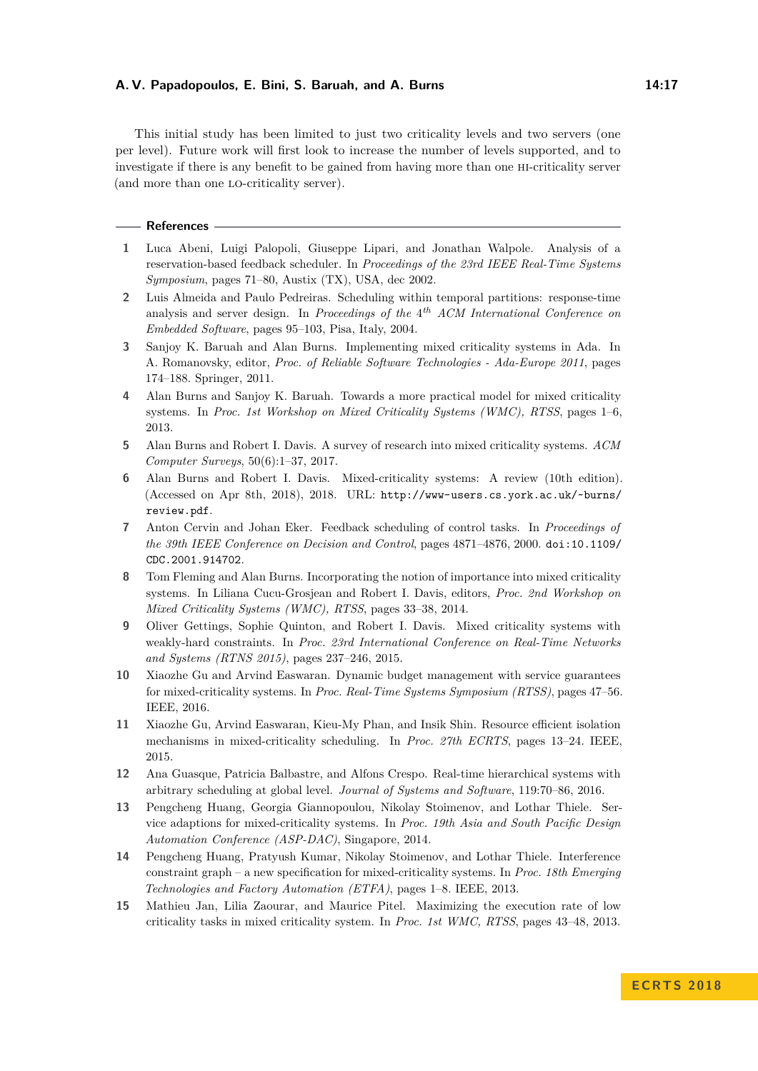This initial study has been limited to just two criticality levels and two servers (one per level). Future work will first look to increase the number of levels supported, and to investigate if there is any benefit to be gained from having more than one HI-criticality server (and more than one LO-criticality server).

## References

1. Luca Abeni, Luigi Palopoli, Giuseppe Lipari, and Jonathan Walpole. Analysis of a reservation-based feedback scheduler. In *Proceedings of the 23rd IEEE Real-Time Systems Symposium*, pages 71–80, Austix (TX), USA, dec 2002.
2. Luis Almeida and Paulo Pedreiras. Scheduling within temporal partitions: response-time analysis and server design. In *Proceedings of the* $4^{th}$ *ACM International Conference on Embedded Software*, pages 95–103, Pisa, Italy, 2004.
3. Sanjoy K. Baruah and Alan Burns. Implementing mixed criticality systems in Ada. In A. Romanovsky, editor, *Proc. of Reliable Software Technologies - Ada-Europe 2011*, pages 174–188. Springer, 2011.
4. Alan Burns and Sanjoy K. Baruah. Towards a more practical model for mixed criticality systems. In *Proc. 1st Workshop on Mixed Criticality Systems (WMC), RTSS*, pages 1–6, 2013.
5. Alan Burns and Robert I. Davis. A survey of research into mixed criticality systems. *ACM Computer Surveys*, 50(6):1–37, 2017.
6. Alan Burns and Robert I. Davis. Mixed-criticality systems: A review (10th edition). (Accessed on Apr 8th, 2018), 2018. URL: `http://www-users.cs.york.ac.uk/~burns/review.pdf`.
7. Anton Cervin and Johan Eker. Feedback scheduling of control tasks. In *Proceedings of the 39th IEEE Conference on Decision and Control*, pages 4871–4876, 2000. `doi:10.1109/CDC.2001.914702`.
8. Tom Fleming and Alan Burns. Incorporating the notion of importance into mixed criticality systems. In Liliana Cucu-Grosjean and Robert I. Davis, editors, *Proc. 2nd Workshop on Mixed Criticality Systems (WMC), RTSS*, pages 33–38, 2014.
9. Oliver Gettings, Sophie Quinton, and Robert I. Davis. Mixed criticality systems with weakly-hard constraints. In *Proc. 23rd International Conference on Real-Time Networks and Systems (RTNS 2015)*, pages 237–246, 2015.
10. Xiaozhe Gu and Arvind Easwaran. Dynamic budget management with service guarantees for mixed-criticality systems. In *Proc. Real-Time Systems Symposium (RTSS)*, pages 47–56. IEEE, 2016.
11. Xiaozhe Gu, Arvind Easwaran, Kieu-My Phan, and Insik Shin. Resource efficient isolation mechanisms in mixed-criticality scheduling. In *Proc. 27th ECRTS*, pages 13–24. IEEE, 2015.
12. Ana Guasque, Patricia Balbastre, and Alfons Crespo. Real-time hierarchical systems with arbitrary scheduling at global level. *Journal of Systems and Software*, 119:70–86, 2016.
13. Pengcheng Huang, Georgia Giannopoulou, Nikolay Stoimenov, and Lothar Thiele. Service adaptions for mixed-criticality systems. In *Proc. 19th Asia and South Pacific Design Automation Conference (ASP-DAC)*, Singapore, 2014.
14. Pengcheng Huang, Pratyush Kumar, Nikolay Stoimenov, and Lothar Thiele. Interference constraint graph – a new specification for mixed-criticality systems. In *Proc. 18th Emerging Technologies and Factory Automation (ETFA)*, pages 1–8. IEEE, 2013.
15. Mathieu Jan, Lilia Zaourar, and Maurice Pitel. Maximizing the execution rate of low criticality tasks in mixed criticality system. In *Proc. 1st WMC, RTSS*, pages 43–48, 2013.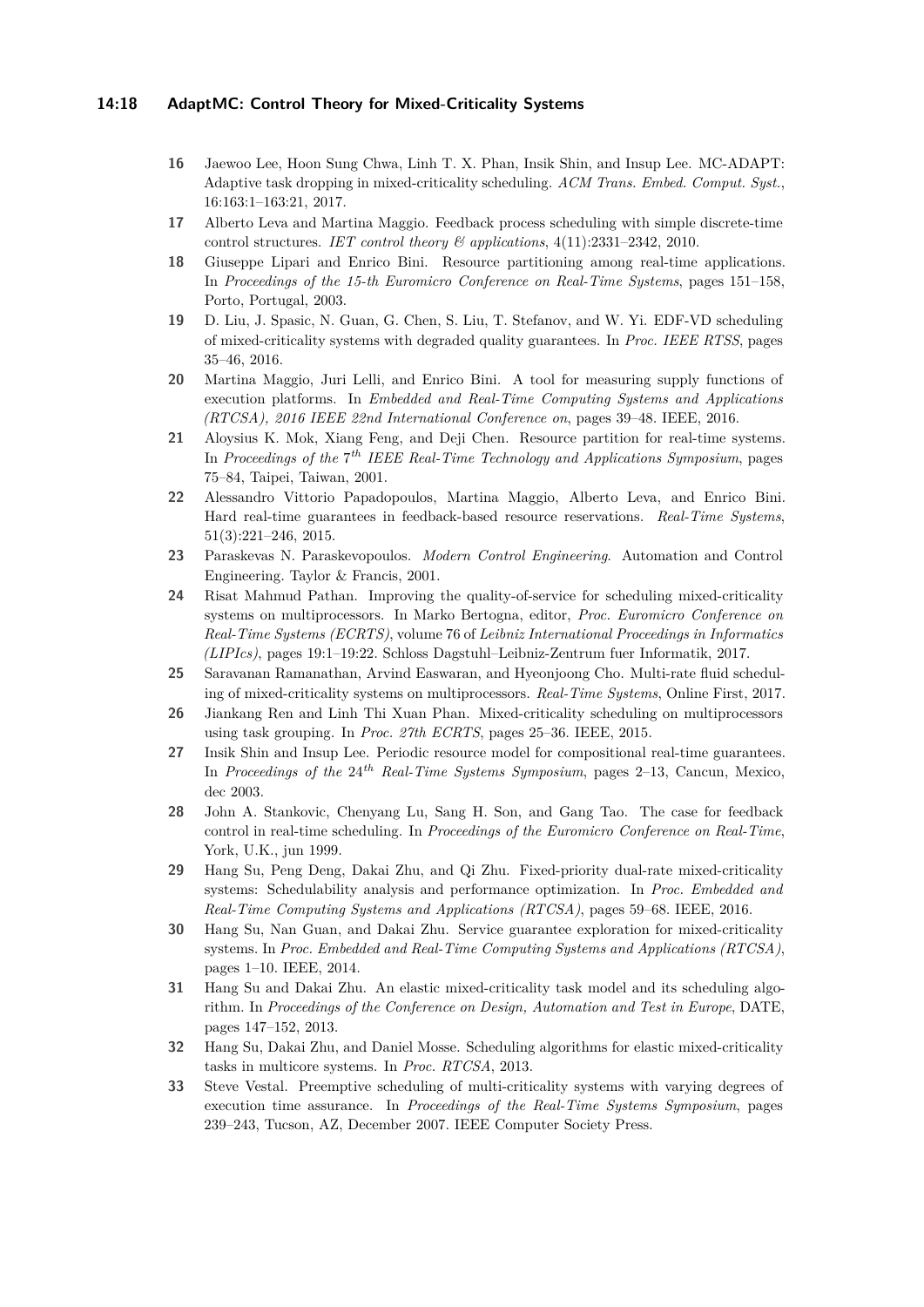16 Jaewoo Lee, Hoon Sung Chwa, Linh T. X. Phan, Insik Shin, and Insup Lee. MC-ADAPT: Adaptive task dropping in mixed-criticality scheduling. *ACM Trans. Embed. Comput. Syst.*, 16:163:1–163:21, 2017.

17 Alberto Leva and Martina Maggio. Feedback process scheduling with simple discrete-time control structures. *IET control theory & applications*, 4(11):2331–2342, 2010.

18 Giuseppe Lipari and Enrico Bini. Resource partitioning among real-time applications. In *Proceedings of the 15-th Euromicro Conference on Real-Time Systems*, pages 151–158, Porto, Portugal, 2003.

19 D. Liu, J. Spasic, N. Guan, G. Chen, S. Liu, T. Stefanov, and W. Yi. EDF-VD scheduling of mixed-criticality systems with degraded quality guarantees. In *Proc. IEEE RTSS*, pages 35–46, 2016.

20 Martina Maggio, Juri Lelli, and Enrico Bini. A tool for measuring supply functions of execution platforms. In *Embedded and Real-Time Computing Systems and Applications (RTCSA), 2016 IEEE 22nd International Conference on*, pages 39–48. IEEE, 2016.

21 Aloysius K. Mok, Xiang Feng, and Deji Chen. Resource partition for real-time systems. In *Proceedings of the 7th IEEE Real-Time Technology and Applications Symposium*, pages 75–84, Taipei, Taiwan, 2001.

22 Alessandro Vittorio Papadopoulos, Martina Maggio, Alberto Leva, and Enrico Bini. Hard real-time guarantees in feedback-based resource reservations. *Real-Time Systems*, 51(3):221–246, 2015.

23 Paraskevas N. Paraskevopoulos. *Modern Control Engineering*. Automation and Control Engineering. Taylor & Francis, 2001.

24 Risat Mahmud Pathan. Improving the quality-of-service for scheduling mixed-criticality systems on multiprocessors. In Marko Bertogna, editor, *Proc. Euromicro Conference on Real-Time Systems (ECRTS)*, volume 76 of *Leibniz International Proceedings in Informatics (LIPIcs)*, pages 19:1–19:22. Schloss Dagstuhl–Leibniz-Zentrum fuer Informatik, 2017.

25 Saravanan Ramanathan, Arvind Easwaran, and Hyeonjoong Cho. Multi-rate fluid scheduling of mixed-criticality systems on multiprocessors. *Real-Time Systems*, Online First, 2017.

26 Jiankang Ren and Linh Thi Xuan Phan. Mixed-criticality scheduling on multiprocessors using task grouping. In *Proc. 27th ECRTS*, pages 25–36. IEEE, 2015.

27 Insik Shin and Insup Lee. Periodic resource model for compositional real-time guarantees. In *Proceedings of the 24th Real-Time Systems Symposium*, pages 2–13, Cancun, Mexico, dec 2003.

28 John A. Stankovic, Chenyang Lu, Sang H. Son, and Gang Tao. The case for feedback control in real-time scheduling. In *Proceedings of the Euromicro Conference on Real-Time*, York, U.K., jun 1999.

29 Hang Su, Peng Deng, Dakai Zhu, and Qi Zhu. Fixed-priority dual-rate mixed-criticality systems: Schedulability analysis and performance optimization. In *Proc. Embedded and Real-Time Computing Systems and Applications (RTCSA)*, pages 59–68. IEEE, 2016.

30 Hang Su, Nan Guan, and Dakai Zhu. Service guarantee exploration for mixed-criticality systems. In *Proc. Embedded and Real-Time Computing Systems and Applications (RTCSA)*, pages 1–10. IEEE, 2014.

31 Hang Su and Dakai Zhu. An elastic mixed-criticality task model and its scheduling algorithm. In *Proceedings of the Conference on Design, Automation and Test in Europe*, DATE, pages 147–152, 2013.

32 Hang Su, Dakai Zhu, and Daniel Mosse. Scheduling algorithms for elastic mixed-criticality tasks in multicore systems. In *Proc. RTCSA*, 2013.

33 Steve Vestal. Preemptive scheduling of multi-criticality systems with varying degrees of execution time assurance. In *Proceedings of the Real-Time Systems Symposium*, pages 239–243, Tucson, AZ, December 2007. IEEE Computer Society Press.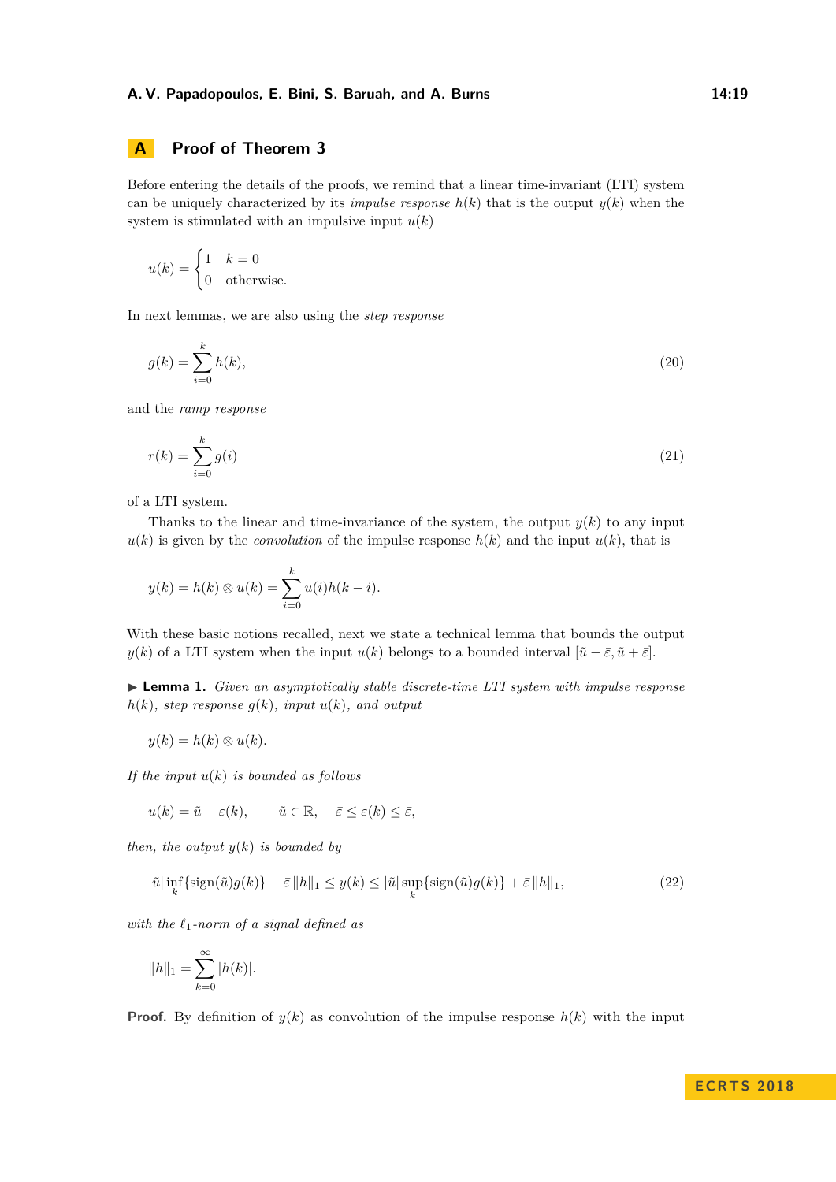## A Proof of Theorem 3

Before entering the details of the proofs, we remind that a linear time-invariant (LTI) system can be uniquely characterized by its *impulse response* $h(k)$ that is the output $y(k)$ when the system is stimulated with an impulsive input $u(k)$

$$u(k) = \begin{cases} 1 & k = 0 \\ 0 & \text{otherwise.} \end{cases}$$

In next lemmas, we are also using the *step response*

$$g(k) = \sum_{i=0}^{k} h(k), \tag{20}$$

and the *ramp response*

$$r(k) = \sum_{i=0}^{k} g(i) \tag{21}$$

of a LTI system.

Thanks to the linear and time-invariance of the system, the output $y(k)$ to any input $u(k)$ is given by the *convolution* of the impulse response $h(k)$ and the input $u(k)$, that is

$$y(k) = h(k) \otimes u(k) = \sum_{i=0}^{k} u(i) h(k-i).$$

With these basic notions recalled, next we state a technical lemma that bounds the output $y(k)$ of a LTI system when the input $u(k)$ belongs to a bounded interval $[\tilde{u} - \bar{\varepsilon}, \tilde{u} + \bar{\varepsilon}]$.

▶ **Lemma 1.** *Given an asymptotically stable discrete-time LTI system with impulse response $h(k)$, step response $g(k)$, input $u(k)$, and output*

$$y(k) = h(k) \otimes u(k).$$

*If the input $u(k)$ is bounded as follows*

$$u(k) = \tilde{u} + \varepsilon(k), \qquad \tilde{u} \in \mathbb{R},\ -\bar{\varepsilon} \leq \varepsilon(k) \leq \bar{\varepsilon},$$

*then, the output $y(k)$ is bounded by*

$$|\tilde{u}| \inf_{k} \{\text{sign}(\tilde{u}) g(k)\} - \bar{\varepsilon} \, \|h\|_1 \leq y(k) \leq |\tilde{u}| \sup_{k} \{\text{sign}(\tilde{u}) g(k)\} + \bar{\varepsilon} \, \|h\|_1, \tag{22}$$

*with the $\ell_1$-norm of a signal defined as*

$$\|h\|_1 = \sum_{k=0}^{\infty} |h(k)|.$$

**Proof.** By definition of $y(k)$ as convolution of the impulse response $h(k)$ with the input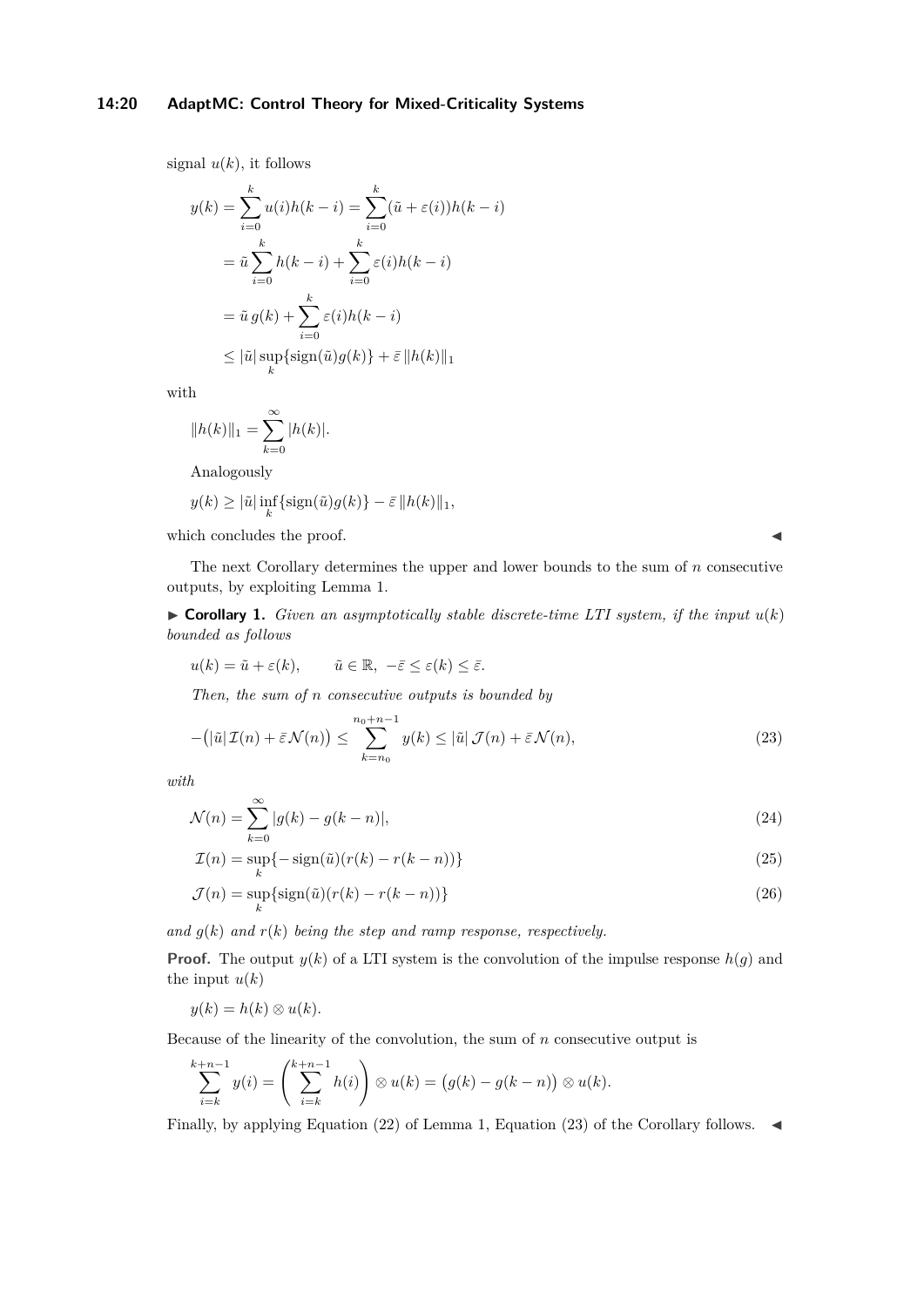signal $u(k)$, it follows

$$
\begin{aligned}
y(k) &= \sum_{i=0}^{k} u(i)h(k-i) = \sum_{i=0}^{k} (\tilde{u} + \varepsilon(i))h(k-i) \\
&= \tilde{u} \sum_{i=0}^{k} h(k-i) + \sum_{i=0}^{k} \varepsilon(i)h(k-i) \\
&= \tilde{u}\, g(k) + \sum_{i=0}^{k} \varepsilon(i)h(k-i) \\
&\leq |\tilde{u}| \sup_k \{\text{sign}(\tilde{u})g(k)\} + \bar{\varepsilon}\, \|h(k)\|_1
\end{aligned}
$$

with

$$
\|h(k)\|_1 = \sum_{k=0}^{\infty} |h(k)|.
$$

Analogously

$$
y(k) \geq |\tilde{u}| \inf_k \{\text{sign}(\tilde{u})g(k)\} - \bar{\varepsilon}\, \|h(k)\|_1,
$$

which concludes the proof. ◀

The next Corollary determines the upper and lower bounds to the sum of $n$ consecutive outputs, by exploiting Lemma 1.

▶ **Corollary 1.** *Given an asymptotically stable discrete-time LTI system, if the input $u(k)$ bounded as follows*

$$
u(k) = \tilde{u} + \varepsilon(k), \qquad \tilde{u} \in \mathbb{R},\ -\bar{\varepsilon} \leq \varepsilon(k) \leq \bar{\varepsilon}.
$$

*Then, the sum of $n$ consecutive outputs is bounded by*

$$
-\big(|\tilde{u}|\, \mathcal{I}(n) + \bar{\varepsilon}\, \mathcal{N}(n)\big) \leq \sum_{k=n_0}^{n_0+n-1} y(k) \leq |\tilde{u}|\, \mathcal{J}(n) + \bar{\varepsilon}\, \mathcal{N}(n), \tag{23}
$$

*with*

$$
\mathcal{N}(n) = \sum_{k=0}^{\infty} |g(k) - g(k-n)|, \tag{24}
$$

$$
\mathcal{I}(n) = \sup_k \{-\,\text{sign}(\tilde{u})(r(k) - r(k-n))\} \tag{25}
$$

$$
\mathcal{J}(n) = \sup_k \{\text{sign}(\tilde{u})(r(k) - r(k-n))\} \tag{26}
$$

*and $g(k)$ and $r(k)$ being the step and ramp response, respectively.*

**Proof.** The output $y(k)$ of a LTI system is the convolution of the impulse response $h(g)$ and the input $u(k)$

$$
y(k) = h(k) \otimes u(k).
$$

Because of the linearity of the convolution, the sum of $n$ consecutive output is

$$
\sum_{i=k}^{k+n-1} y(i) = \left( \sum_{i=k}^{k+n-1} h(i) \right) \otimes u(k) = \big(g(k) - g(k-n)\big) \otimes u(k).
$$

Finally, by applying Equation (22) of Lemma 1, Equation (23) of the Corollary follows. ◀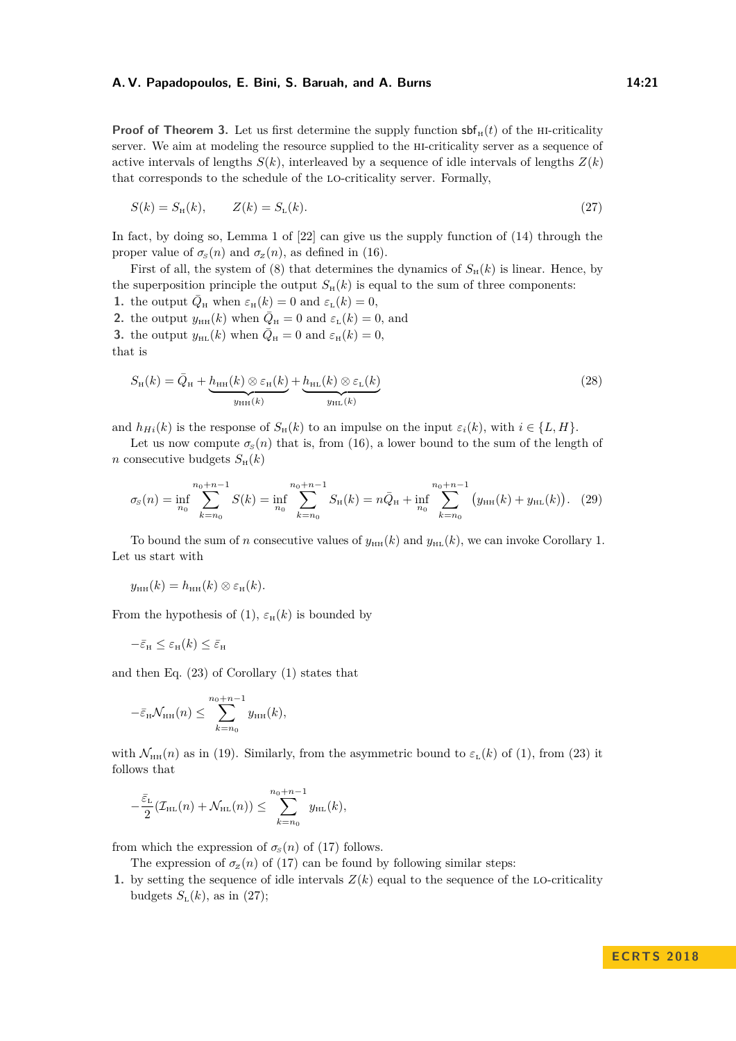**Proof of Theorem 3.** Let us first determine the supply function $\mathsf{sbf}_{\mathrm{H}}(t)$ of the HI-criticality server. We aim at modeling the resource supplied to the HI-criticality server as a sequence of active intervals of lengths $S(k)$, interleaved by a sequence of idle intervals of lengths $Z(k)$ that corresponds to the schedule of the LO-criticality server. Formally,

$$S(k) = S_{\mathrm{H}}(k), \qquad Z(k) = S_{\mathrm{L}}(k). \tag{27}$$

In fact, by doing so, Lemma 1 of [22] can give us the supply function of (14) through the proper value of $\sigma_{S}(n)$ and $\sigma_{Z}(n)$, as defined in (16).

First of all, the system of (8) that determines the dynamics of $S_{\mathrm{H}}(k)$ is linear. Hence, by the superposition principle the output $S_{\mathrm{H}}(k)$ is equal to the sum of three components:

1. the output $\bar{Q}_{\mathrm{H}}$ when $\varepsilon_{\mathrm{H}}(k) = 0$ and $\varepsilon_{\mathrm{L}}(k) = 0$,
2. the output $y_{\mathrm{HH}}(k)$ when $\bar{Q}_{\mathrm{H}} = 0$ and $\varepsilon_{\mathrm{L}}(k) = 0$, and
3. the output $y_{\mathrm{HL}}(k)$ when $\bar{Q}_{\mathrm{H}} = 0$ and $\varepsilon_{\mathrm{H}}(k) = 0$,

that is

$$S_{\mathrm{H}}(k) = \bar{Q}_{\mathrm{H}} + \underbrace{h_{\mathrm{HH}}(k) \otimes \varepsilon_{\mathrm{H}}(k)}_{y_{\mathrm{HH}}(k)} + \underbrace{h_{\mathrm{HL}}(k) \otimes \varepsilon_{\mathrm{L}}(k)}_{y_{\mathrm{HL}}(k)} \tag{28}$$

and $h_{Hi}(k)$ is the response of $S_{\mathrm{H}}(k)$ to an impulse on the input $\varepsilon_i(k)$, with $i \in \{L, H\}$.

Let us now compute $\sigma_{S}(n)$ that is, from (16), a lower bound to the sum of the length of $n$ consecutive budgets $S_{\mathrm{H}}(k)$

$$\sigma_{S}(n) = \inf_{n_0} \sum_{k=n_0}^{n_0+n-1} S(k) = \inf_{n_0} \sum_{k=n_0}^{n_0+n-1} S_{\mathrm{H}}(k) = n\bar{Q}_{\mathrm{H}} + \inf_{n_0} \sum_{k=n_0}^{n_0+n-1} \big(y_{\mathrm{HH}}(k) + y_{\mathrm{HL}}(k)\big). \tag{29}$$

To bound the sum of $n$ consecutive values of $y_{\mathrm{HH}}(k)$ and $y_{\mathrm{HL}}(k)$, we can invoke Corollary 1. Let us start with

$$y_{\mathrm{HH}}(k) = h_{\mathrm{HH}}(k) \otimes \varepsilon_{\mathrm{H}}(k).$$

From the hypothesis of (1), $\varepsilon_{\mathrm{H}}(k)$ is bounded by

$$-\bar{\varepsilon}_{\mathrm{H}} \leq \varepsilon_{\mathrm{H}}(k) \leq \bar{\varepsilon}_{\mathrm{H}}$$

and then Eq. (23) of Corollary (1) states that

$$-\bar{\varepsilon}_{\mathrm{H}}\mathcal{N}_{\mathrm{HH}}(n) \leq \sum_{k=n_0}^{n_0+n-1} y_{\mathrm{HH}}(k),$$

with $\mathcal{N}_{\mathrm{HH}}(n)$ as in (19). Similarly, from the asymmetric bound to $\varepsilon_{\mathrm{L}}(k)$ of (1), from (23) it follows that

$$-\frac{\bar{\varepsilon}_{\mathrm{L}}}{2}(\mathcal{I}_{\mathrm{HL}}(n) + \mathcal{N}_{\mathrm{HL}}(n)) \leq \sum_{k=n_0}^{n_0+n-1} y_{\mathrm{HL}}(k),$$

from which the expression of $\sigma_{S}(n)$ of (17) follows.

The expression of $\sigma_{Z}(n)$ of (17) can be found by following similar steps:

1. by setting the sequence of idle intervals $Z(k)$ equal to the sequence of the LO-criticality budgets $S_{\mathrm{L}}(k)$, as in (27);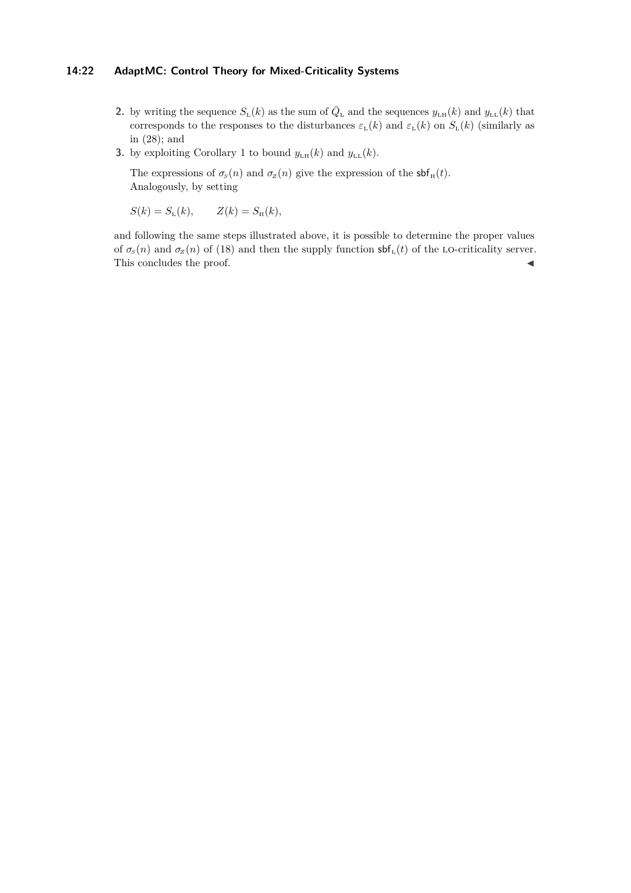2. by writing the sequence $S_{\text{L}}(k)$ as the sum of $\bar{Q}_{\text{L}}$ and the sequences $y_{\text{LH}}(k)$ and $y_{\text{LL}}(k)$ that corresponds to the responses to the disturbances $\varepsilon_{\text{L}}(k)$ and $\varepsilon_{\text{L}}(k)$ on $S_{\text{L}}(k)$ (similarly as in (28); and
3. by exploiting Corollary 1 to bound $y_{\text{LH}}(k)$ and $y_{\text{LL}}(k)$.

The expressions of $\sigma_S(n)$ and $\sigma_Z(n)$ give the expression of the $\mathsf{sbf}_{\text{H}}(t)$.
Analogously, by setting

$$S(k) = S_{\text{L}}(k), \qquad Z(k) = S_{\text{H}}(k),$$

and following the same steps illustrated above, it is possible to determine the proper values of $\sigma_S(n)$ and $\sigma_Z(n)$ of (18) and then the supply function $\mathsf{sbf}_{\text{L}}(t)$ of the LO-criticality server. This concludes the proof. ◀